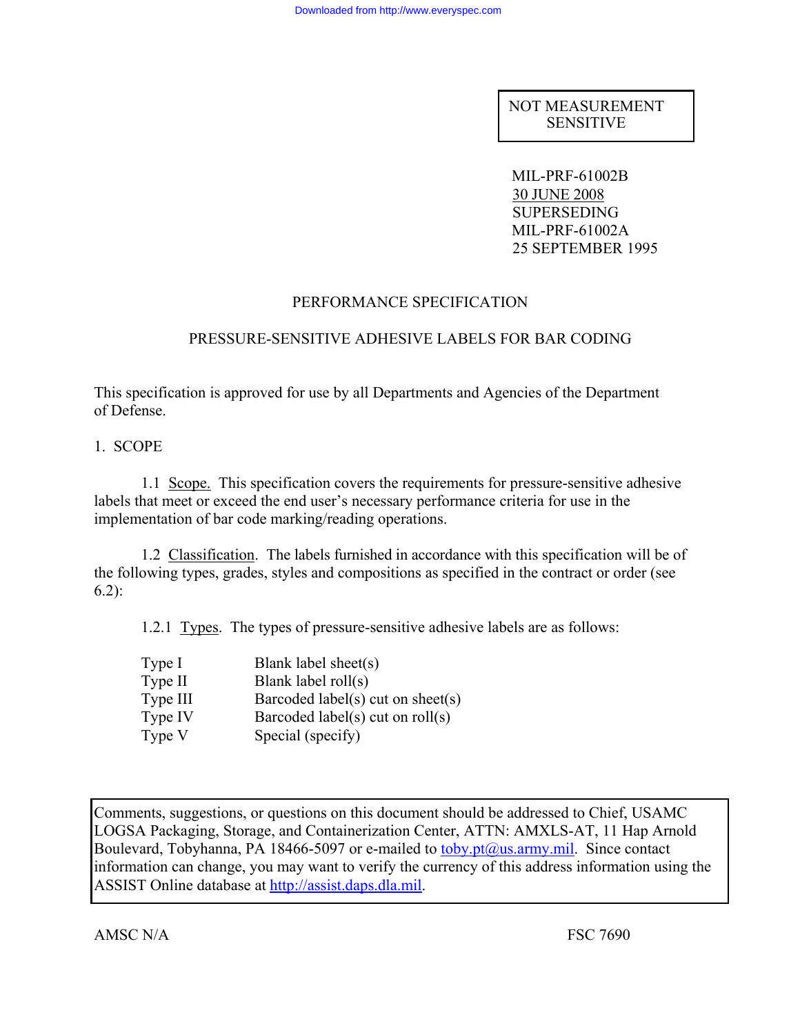NOT MEASUREMENT SENSITIVE

MIL-PRF-61002B
30 JUNE 2008
SUPERSEDING
MIL-PRF-61002A
25 SEPTEMBER 1995

# PERFORMANCE SPECIFICATION

## PRESSURE-SENSITIVE ADHESIVE LABELS FOR BAR CODING

This specification is approved for use by all Departments and Agencies of the Department of Defense.

## 1. SCOPE

1.1 Scope. This specification covers the requirements for pressure-sensitive adhesive labels that meet or exceed the end user's necessary performance criteria for use in the implementation of bar code marking/reading operations.

1.2 Classification. The labels furnished in accordance with this specification will be of the following types, grades, styles and compositions as specified in the contract or order (see 6.2):

1.2.1 Types. The types of pressure-sensitive adhesive labels are as follows:

| | |
|---|---|
| Type I | Blank label sheet(s) |
| Type II | Blank label roll(s) |
| Type III | Barcoded label(s) cut on sheet(s) |
| Type IV | Barcoded label(s) cut on roll(s) |
| Type V | Special (specify) |

Comments, suggestions, or questions on this document should be addressed to Chief, USAMC LOGSA Packaging, Storage, and Containerization Center, ATTN: AMXLS-AT, 11 Hap Arnold Boulevard, Tobyhanna, PA 18466-5097 or e-mailed to toby.pt@us.army.mil. Since contact information can change, you may want to verify the currency of this address information using the ASSIST Online database at http://assist.daps.dla.mil.

AMSC N/A FSC 7690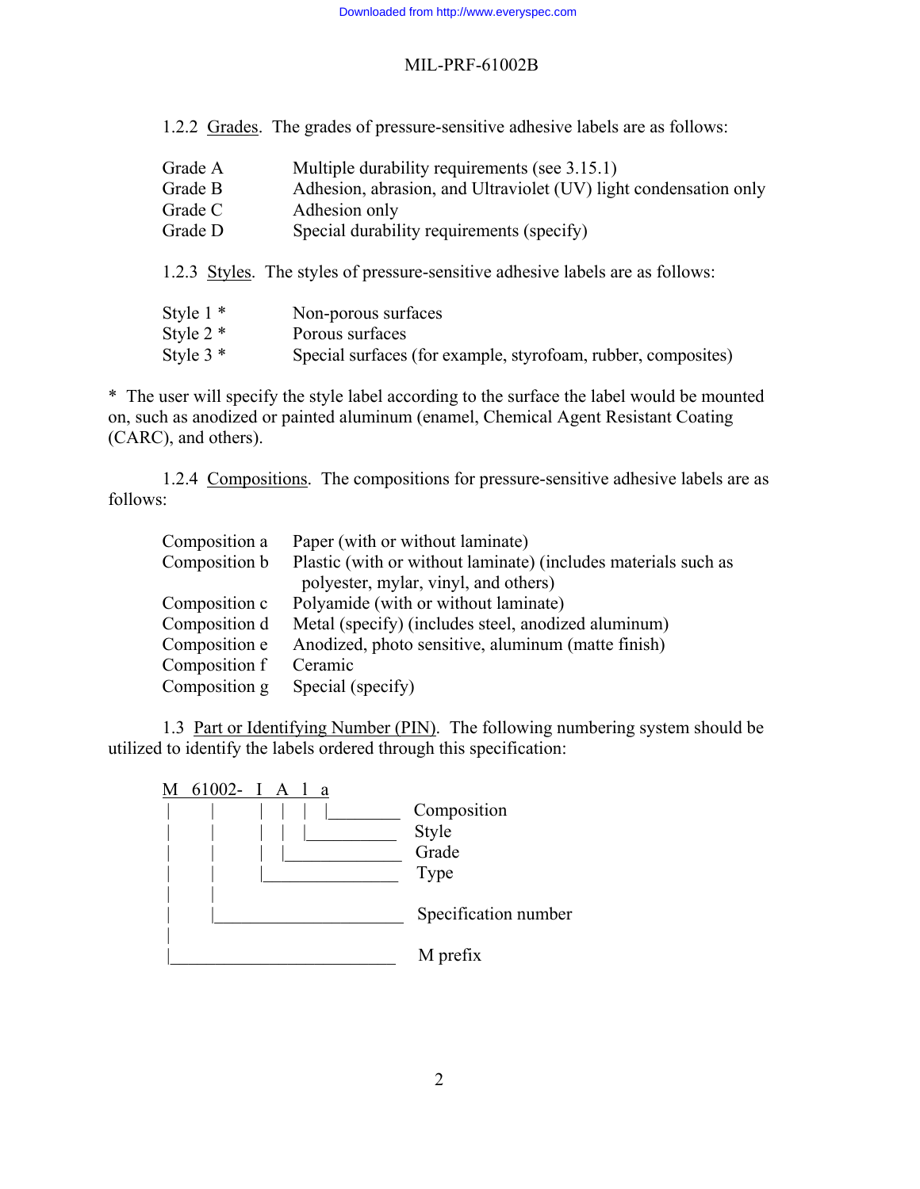1.2.2 Grades. The grades of pressure-sensitive adhesive labels are as follows:

| | |
|---|---|
| Grade A | Multiple durability requirements (see 3.15.1) |
| Grade B | Adhesion, abrasion, and Ultraviolet (UV) light condensation only |
| Grade C | Adhesion only |
| Grade D | Special durability requirements (specify) |

1.2.3 Styles. The styles of pressure-sensitive adhesive labels are as follows:

| | |
|---|---|
| Style 1 * | Non-porous surfaces |
| Style 2 * | Porous surfaces |
| Style 3 * | Special surfaces (for example, styrofoam, rubber, composites) |

* The user will specify the style label according to the surface the label would be mounted on, such as anodized or painted aluminum (enamel, Chemical Agent Resistant Coating (CARC), and others).

1.2.4 Compositions. The compositions for pressure-sensitive adhesive labels are as follows:

| | |
|---|---|
| Composition a | Paper (with or without laminate) |
| Composition b | Plastic (with or without laminate) (includes materials such as polyester, mylar, vinyl, and others) |
| Composition c | Polyamide (with or without laminate) |
| Composition d | Metal (specify) (includes steel, anodized aluminum) |
| Composition e | Anodized, photo sensitive, aluminum (matte finish) |
| Composition f | Ceramic |
| Composition g | Special (specify) |

1.3 Part or Identifying Number (PIN). The following numbering system should be utilized to identify the labels ordered through this specification:

```
M  61002-  I  A  1  a
|    |     |  |  |  |________ Composition
|    |     |  |  |__________ Style
|    |     |  |_____________ Grade
|    |     |________________ Type
|    |
|    |______________________ Specification number
|
|___________________________ M prefix
```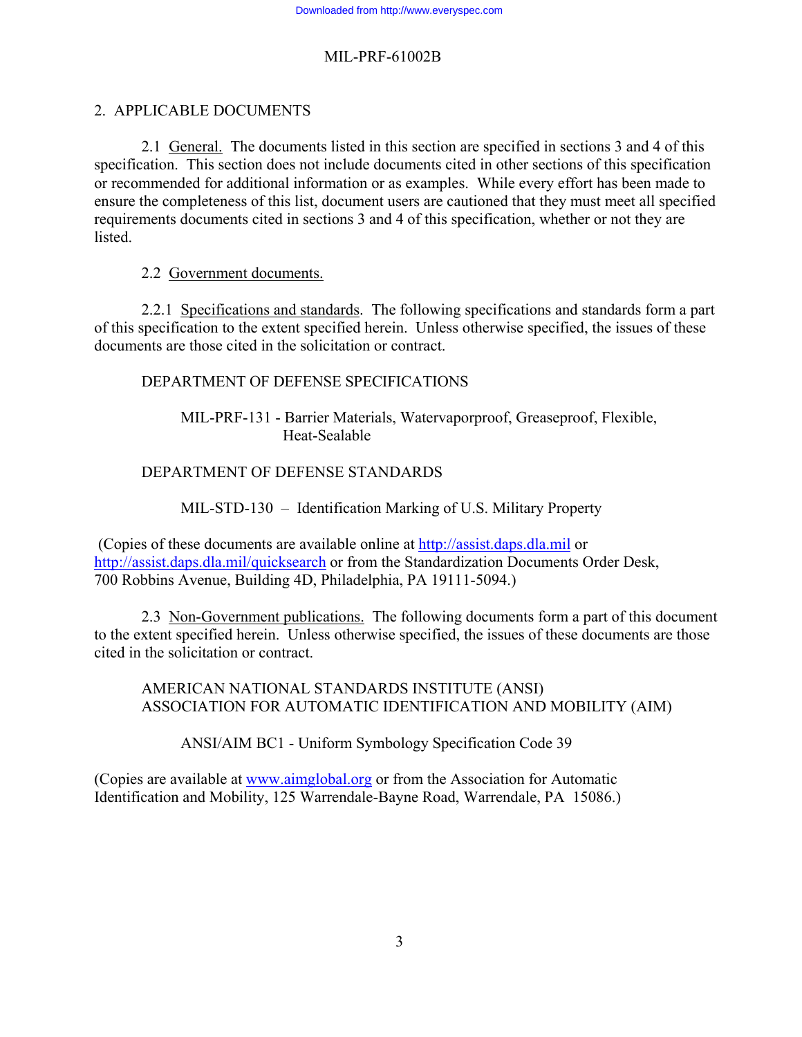## 2. APPLICABLE DOCUMENTS

2.1 General. The documents listed in this section are specified in sections 3 and 4 of this specification. This section does not include documents cited in other sections of this specification or recommended for additional information or as examples. While every effort has been made to ensure the completeness of this list, document users are cautioned that they must meet all specified requirements documents cited in sections 3 and 4 of this specification, whether or not they are listed.

2.2 Government documents.

2.2.1 Specifications and standards. The following specifications and standards form a part of this specification to the extent specified herein. Unless otherwise specified, the issues of these documents are those cited in the solicitation or contract.

DEPARTMENT OF DEFENSE SPECIFICATIONS

MIL-PRF-131 - Barrier Materials, Watervaporproof, Greaseproof, Flexible, Heat-Sealable

DEPARTMENT OF DEFENSE STANDARDS

MIL-STD-130 – Identification Marking of U.S. Military Property

(Copies of these documents are available online at http://assist.daps.dla.mil or http://assist.daps.dla.mil/quicksearch or from the Standardization Documents Order Desk, 700 Robbins Avenue, Building 4D, Philadelphia, PA 19111-5094.)

2.3 Non-Government publications. The following documents form a part of this document to the extent specified herein. Unless otherwise specified, the issues of these documents are those cited in the solicitation or contract.

AMERICAN NATIONAL STANDARDS INSTITUTE (ANSI)
ASSOCIATION FOR AUTOMATIC IDENTIFICATION AND MOBILITY (AIM)

ANSI/AIM BC1 - Uniform Symbology Specification Code 39

(Copies are available at www.aimglobal.org or from the Association for Automatic Identification and Mobility, 125 Warrendale-Bayne Road, Warrendale, PA 15086.)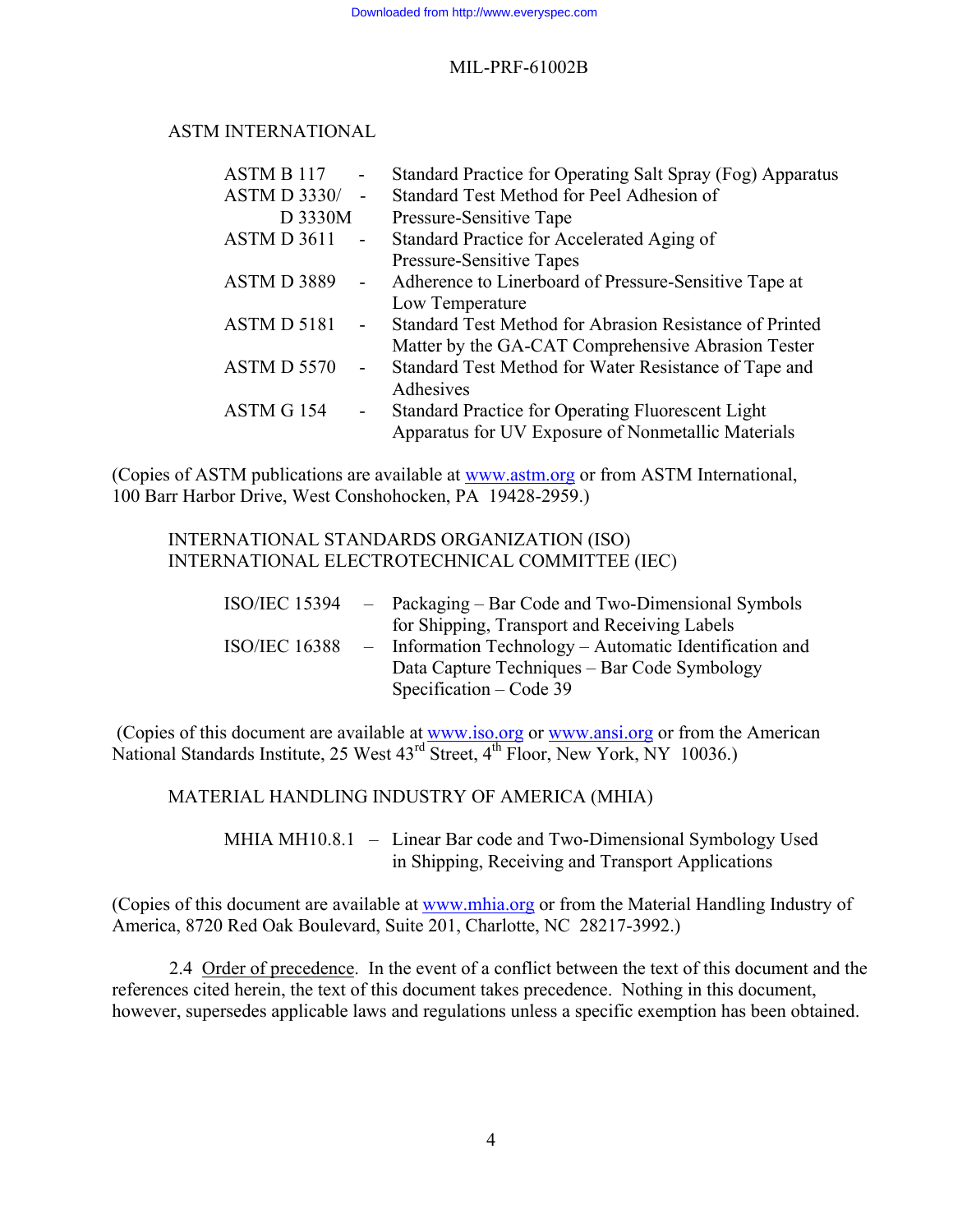ASTM INTERNATIONAL

| | | |
|---|---|---|
| ASTM B 117 | - | Standard Practice for Operating Salt Spray (Fog) Apparatus |
| ASTM D 3330/ D 3330M | - | Standard Test Method for Peel Adhesion of Pressure-Sensitive Tape |
| ASTM D 3611 | - | Standard Practice for Accelerated Aging of Pressure-Sensitive Tapes |
| ASTM D 3889 | - | Adherence to Linerboard of Pressure-Sensitive Tape at Low Temperature |
| ASTM D 5181 | - | Standard Test Method for Abrasion Resistance of Printed Matter by the GA-CAT Comprehensive Abrasion Tester |
| ASTM D 5570 | - | Standard Test Method for Water Resistance of Tape and Adhesives |
| ASTM G 154 | - | Standard Practice for Operating Fluorescent Light Apparatus for UV Exposure of Nonmetallic Materials |

(Copies of ASTM publications are available at www.astm.org or from ASTM International, 100 Barr Harbor Drive, West Conshohocken, PA 19428-2959.)

INTERNATIONAL STANDARDS ORGANIZATION (ISO)
INTERNATIONAL ELECTROTECHNICAL COMMITTEE (IEC)

| | | |
|---|---|---|
| ISO/IEC 15394 | – | Packaging – Bar Code and Two-Dimensional Symbols for Shipping, Transport and Receiving Labels |
| ISO/IEC 16388 | – | Information Technology – Automatic Identification and Data Capture Techniques – Bar Code Symbology Specification – Code 39 |

(Copies of this document are available at www.iso.org or www.ansi.org or from the American National Standards Institute, 25 West 43rd Street, 4th Floor, New York, NY 10036.)

MATERIAL HANDLING INDUSTRY OF AMERICA (MHIA)

| | | |
|---|---|---|
| MHIA MH10.8.1 | – | Linear Bar code and Two-Dimensional Symbology Used in Shipping, Receiving and Transport Applications |

(Copies of this document are available at www.mhia.org or from the Material Handling Industry of America, 8720 Red Oak Boulevard, Suite 201, Charlotte, NC 28217-3992.)

2.4 Order of precedence. In the event of a conflict between the text of this document and the references cited herein, the text of this document takes precedence. Nothing in this document, however, supersedes applicable laws and regulations unless a specific exemption has been obtained.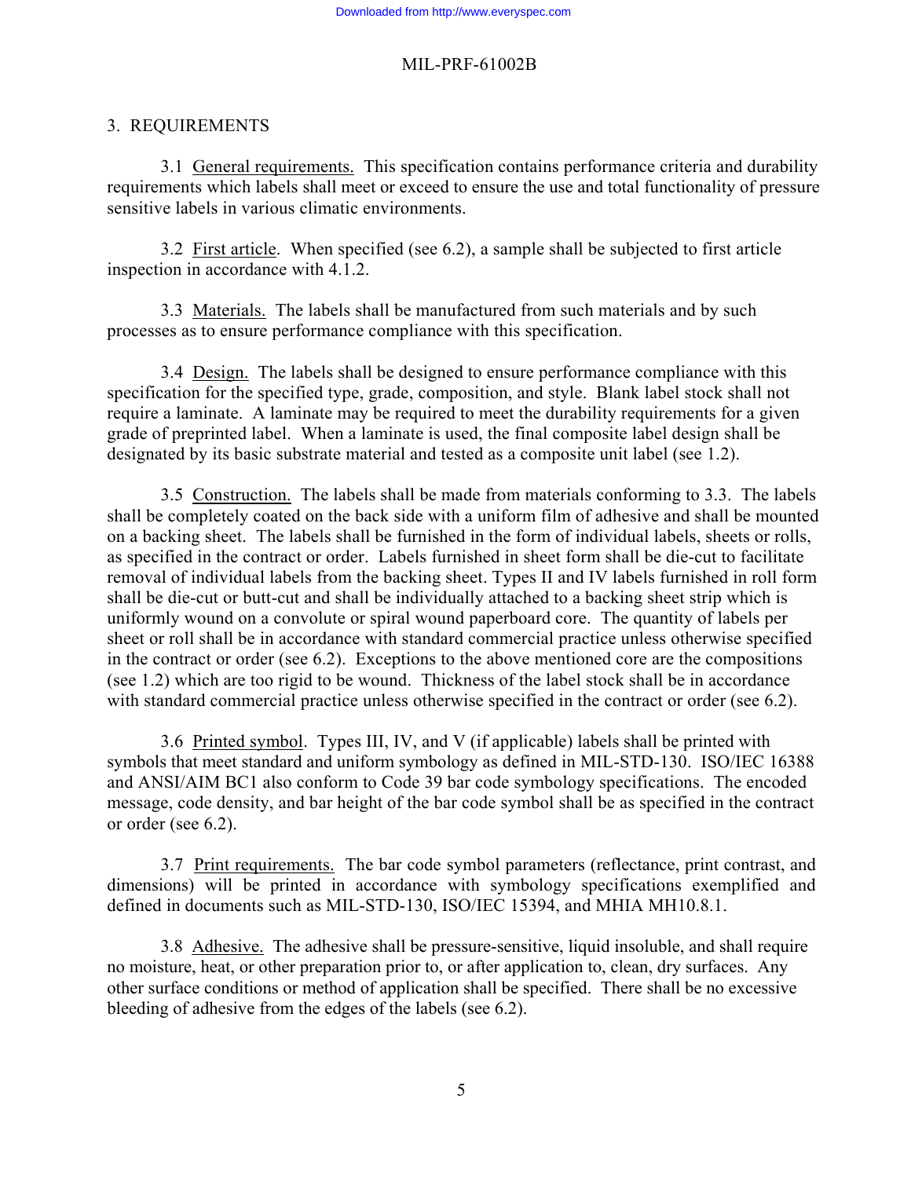## 3. REQUIREMENTS

3.1 General requirements. This specification contains performance criteria and durability requirements which labels shall meet or exceed to ensure the use and total functionality of pressure sensitive labels in various climatic environments.

3.2 First article. When specified (see 6.2), a sample shall be subjected to first article inspection in accordance with 4.1.2.

3.3 Materials. The labels shall be manufactured from such materials and by such processes as to ensure performance compliance with this specification.

3.4 Design. The labels shall be designed to ensure performance compliance with this specification for the specified type, grade, composition, and style. Blank label stock shall not require a laminate. A laminate may be required to meet the durability requirements for a given grade of preprinted label. When a laminate is used, the final composite label design shall be designated by its basic substrate material and tested as a composite unit label (see 1.2).

3.5 Construction. The labels shall be made from materials conforming to 3.3. The labels shall be completely coated on the back side with a uniform film of adhesive and shall be mounted on a backing sheet. The labels shall be furnished in the form of individual labels, sheets or rolls, as specified in the contract or order. Labels furnished in sheet form shall be die-cut to facilitate removal of individual labels from the backing sheet. Types II and IV labels furnished in roll form shall be die-cut or butt-cut and shall be individually attached to a backing sheet strip which is uniformly wound on a convolute or spiral wound paperboard core. The quantity of labels per sheet or roll shall be in accordance with standard commercial practice unless otherwise specified in the contract or order (see 6.2). Exceptions to the above mentioned core are the compositions (see 1.2) which are too rigid to be wound. Thickness of the label stock shall be in accordance with standard commercial practice unless otherwise specified in the contract or order (see 6.2).

3.6 Printed symbol. Types III, IV, and V (if applicable) labels shall be printed with symbols that meet standard and uniform symbology as defined in MIL-STD-130. ISO/IEC 16388 and ANSI/AIM BC1 also conform to Code 39 bar code symbology specifications. The encoded message, code density, and bar height of the bar code symbol shall be as specified in the contract or order (see 6.2).

3.7 Print requirements. The bar code symbol parameters (reflectance, print contrast, and dimensions) will be printed in accordance with symbology specifications exemplified and defined in documents such as MIL-STD-130, ISO/IEC 15394, and MHIA MH10.8.1.

3.8 Adhesive. The adhesive shall be pressure-sensitive, liquid insoluble, and shall require no moisture, heat, or other preparation prior to, or after application to, clean, dry surfaces. Any other surface conditions or method of application shall be specified. There shall be no excessive bleeding of adhesive from the edges of the labels (see 6.2).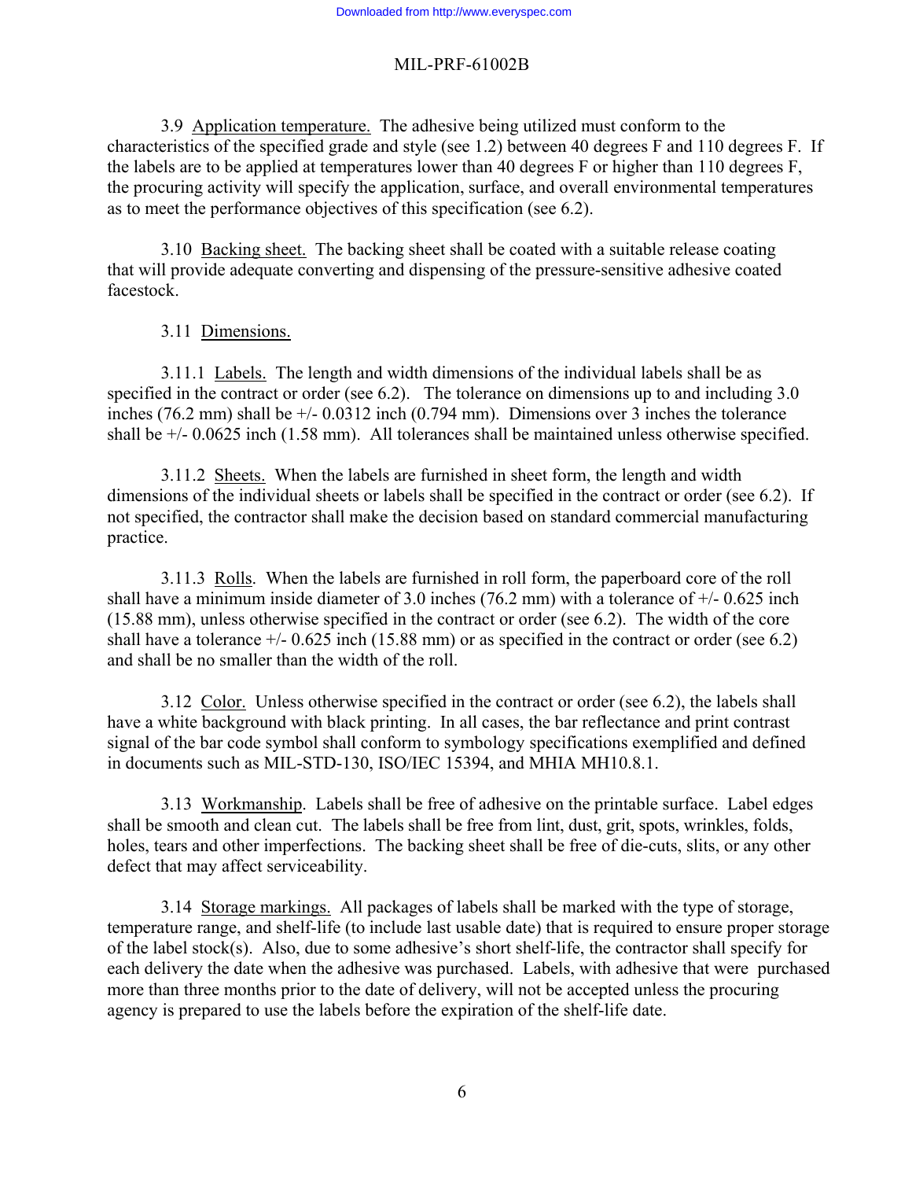3.9 Application temperature. The adhesive being utilized must conform to the characteristics of the specified grade and style (see 1.2) between 40 degrees F and 110 degrees F. If the labels are to be applied at temperatures lower than 40 degrees F or higher than 110 degrees F, the procuring activity will specify the application, surface, and overall environmental temperatures as to meet the performance objectives of this specification (see 6.2).

3.10 Backing sheet. The backing sheet shall be coated with a suitable release coating that will provide adequate converting and dispensing of the pressure-sensitive adhesive coated facestock.

3.11 Dimensions.

3.11.1 Labels. The length and width dimensions of the individual labels shall be as specified in the contract or order (see 6.2). The tolerance on dimensions up to and including 3.0 inches (76.2 mm) shall be +/- 0.0312 inch (0.794 mm). Dimensions over 3 inches the tolerance shall be +/- 0.0625 inch (1.58 mm). All tolerances shall be maintained unless otherwise specified.

3.11.2 Sheets. When the labels are furnished in sheet form, the length and width dimensions of the individual sheets or labels shall be specified in the contract or order (see 6.2). If not specified, the contractor shall make the decision based on standard commercial manufacturing practice.

3.11.3 Rolls. When the labels are furnished in roll form, the paperboard core of the roll shall have a minimum inside diameter of 3.0 inches (76.2 mm) with a tolerance of +/- 0.625 inch (15.88 mm), unless otherwise specified in the contract or order (see 6.2). The width of the core shall have a tolerance +/- 0.625 inch (15.88 mm) or as specified in the contract or order (see 6.2) and shall be no smaller than the width of the roll.

3.12 Color. Unless otherwise specified in the contract or order (see 6.2), the labels shall have a white background with black printing. In all cases, the bar reflectance and print contrast signal of the bar code symbol shall conform to symbology specifications exemplified and defined in documents such as MIL-STD-130, ISO/IEC 15394, and MHIA MH10.8.1.

3.13 Workmanship. Labels shall be free of adhesive on the printable surface. Label edges shall be smooth and clean cut. The labels shall be free from lint, dust, grit, spots, wrinkles, folds, holes, tears and other imperfections. The backing sheet shall be free of die-cuts, slits, or any other defect that may affect serviceability.

3.14 Storage markings. All packages of labels shall be marked with the type of storage, temperature range, and shelf-life (to include last usable date) that is required to ensure proper storage of the label stock(s). Also, due to some adhesive's short shelf-life, the contractor shall specify for each delivery the date when the adhesive was purchased. Labels, with adhesive that were purchased more than three months prior to the date of delivery, will not be accepted unless the procuring agency is prepared to use the labels before the expiration of the shelf-life date.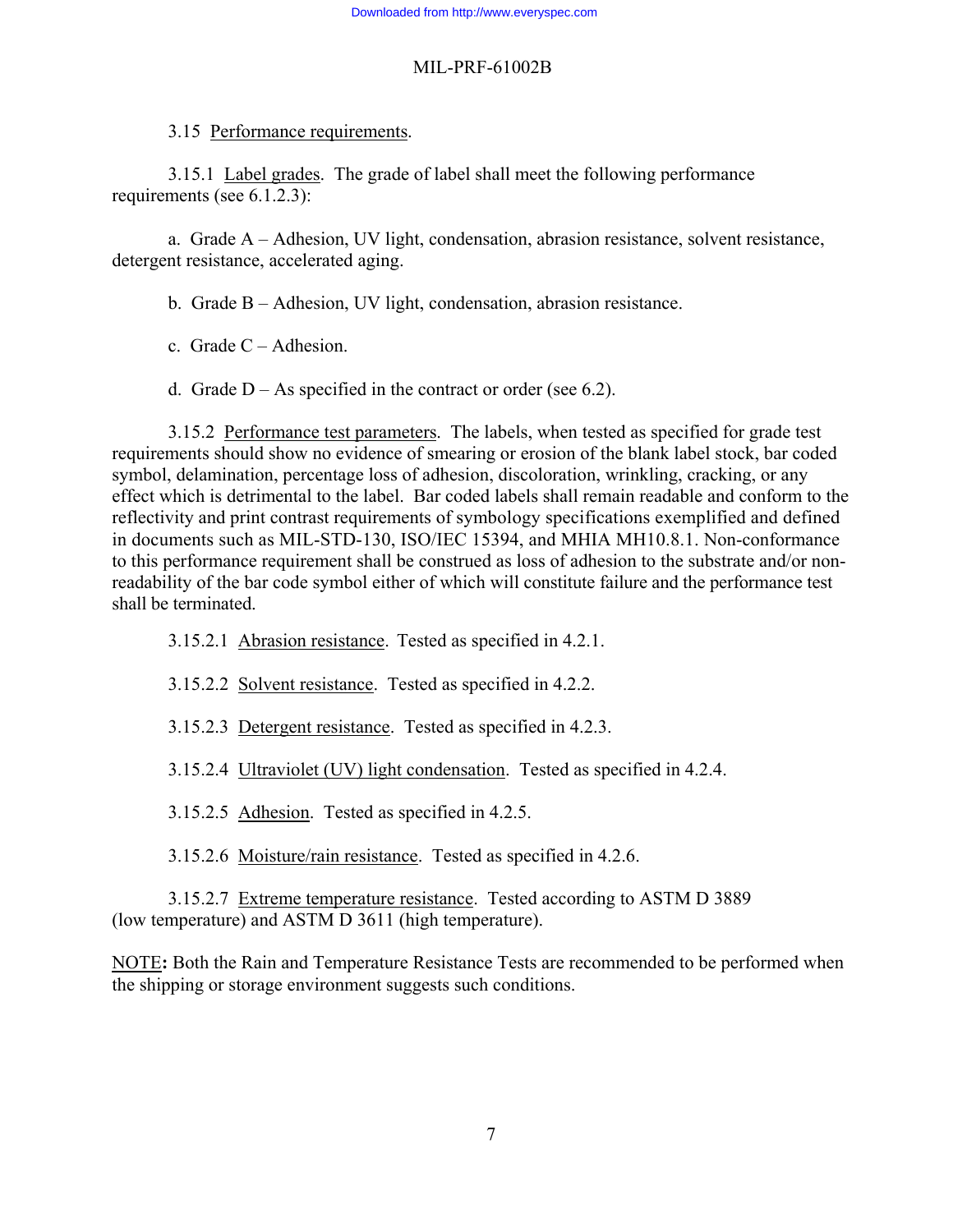3.15 Performance requirements.

3.15.1 Label grades. The grade of label shall meet the following performance requirements (see 6.1.2.3):

a. Grade A – Adhesion, UV light, condensation, abrasion resistance, solvent resistance, detergent resistance, accelerated aging.

b. Grade B – Adhesion, UV light, condensation, abrasion resistance.

c. Grade C – Adhesion.

d. Grade D – As specified in the contract or order (see 6.2).

3.15.2 Performance test parameters. The labels, when tested as specified for grade test requirements should show no evidence of smearing or erosion of the blank label stock, bar coded symbol, delamination, percentage loss of adhesion, discoloration, wrinkling, cracking, or any effect which is detrimental to the label. Bar coded labels shall remain readable and conform to the reflectivity and print contrast requirements of symbology specifications exemplified and defined in documents such as MIL-STD-130, ISO/IEC 15394, and MHIA MH10.8.1. Non-conformance to this performance requirement shall be construed as loss of adhesion to the substrate and/or non-readability of the bar code symbol either of which will constitute failure and the performance test shall be terminated.

3.15.2.1 Abrasion resistance. Tested as specified in 4.2.1.

3.15.2.2 Solvent resistance. Tested as specified in 4.2.2.

3.15.2.3 Detergent resistance. Tested as specified in 4.2.3.

3.15.2.4 Ultraviolet (UV) light condensation. Tested as specified in 4.2.4.

3.15.2.5 Adhesion. Tested as specified in 4.2.5.

3.15.2.6 Moisture/rain resistance. Tested as specified in 4.2.6.

3.15.2.7 Extreme temperature resistance. Tested according to ASTM D 3889 (low temperature) and ASTM D 3611 (high temperature).

NOTE**:** Both the Rain and Temperature Resistance Tests are recommended to be performed when the shipping or storage environment suggests such conditions.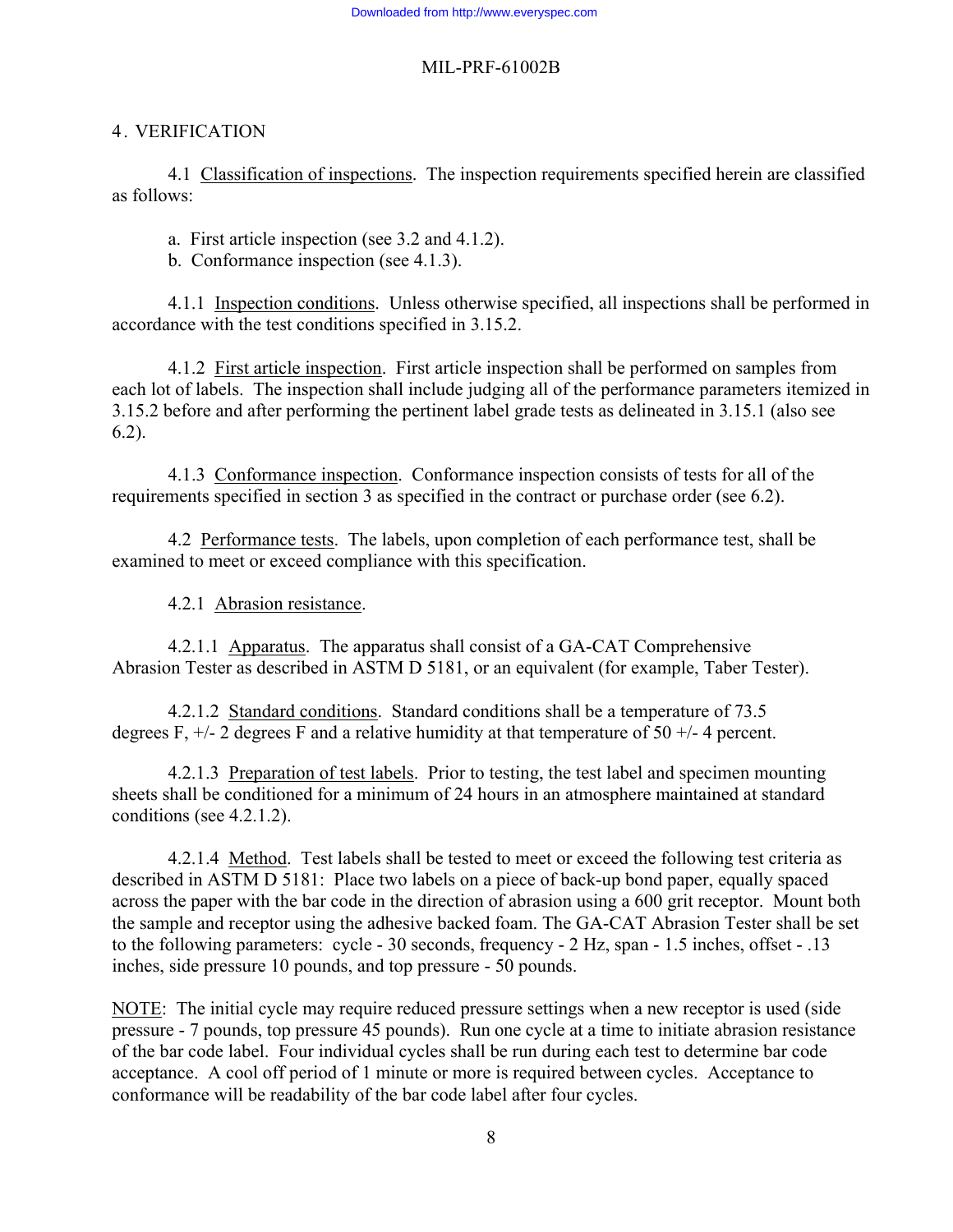## 4. VERIFICATION

4.1 Classification of inspections. The inspection requirements specified herein are classified as follows:

a. First article inspection (see 3.2 and 4.1.2).
b. Conformance inspection (see 4.1.3).

4.1.1 Inspection conditions. Unless otherwise specified, all inspections shall be performed in accordance with the test conditions specified in 3.15.2.

4.1.2 First article inspection. First article inspection shall be performed on samples from each lot of labels. The inspection shall include judging all of the performance parameters itemized in 3.15.2 before and after performing the pertinent label grade tests as delineated in 3.15.1 (also see 6.2).

4.1.3 Conformance inspection. Conformance inspection consists of tests for all of the requirements specified in section 3 as specified in the contract or purchase order (see 6.2).

4.2 Performance tests. The labels, upon completion of each performance test, shall be examined to meet or exceed compliance with this specification.

4.2.1 Abrasion resistance.

4.2.1.1 Apparatus. The apparatus shall consist of a GA-CAT Comprehensive Abrasion Tester as described in ASTM D 5181, or an equivalent (for example, Taber Tester).

4.2.1.2 Standard conditions. Standard conditions shall be a temperature of 73.5 degrees F, +/- 2 degrees F and a relative humidity at that temperature of 50 +/- 4 percent.

4.2.1.3 Preparation of test labels. Prior to testing, the test label and specimen mounting sheets shall be conditioned for a minimum of 24 hours in an atmosphere maintained at standard conditions (see 4.2.1.2).

4.2.1.4 Method. Test labels shall be tested to meet or exceed the following test criteria as described in ASTM D 5181: Place two labels on a piece of back-up bond paper, equally spaced across the paper with the bar code in the direction of abrasion using a 600 grit receptor. Mount both the sample and receptor using the adhesive backed foam. The GA-CAT Abrasion Tester shall be set to the following parameters: cycle - 30 seconds, frequency - 2 Hz, span - 1.5 inches, offset - .13 inches, side pressure 10 pounds, and top pressure - 50 pounds.

NOTE: The initial cycle may require reduced pressure settings when a new receptor is used (side pressure - 7 pounds, top pressure 45 pounds). Run one cycle at a time to initiate abrasion resistance of the bar code label. Four individual cycles shall be run during each test to determine bar code acceptance. A cool off period of 1 minute or more is required between cycles. Acceptance to conformance will be readability of the bar code label after four cycles.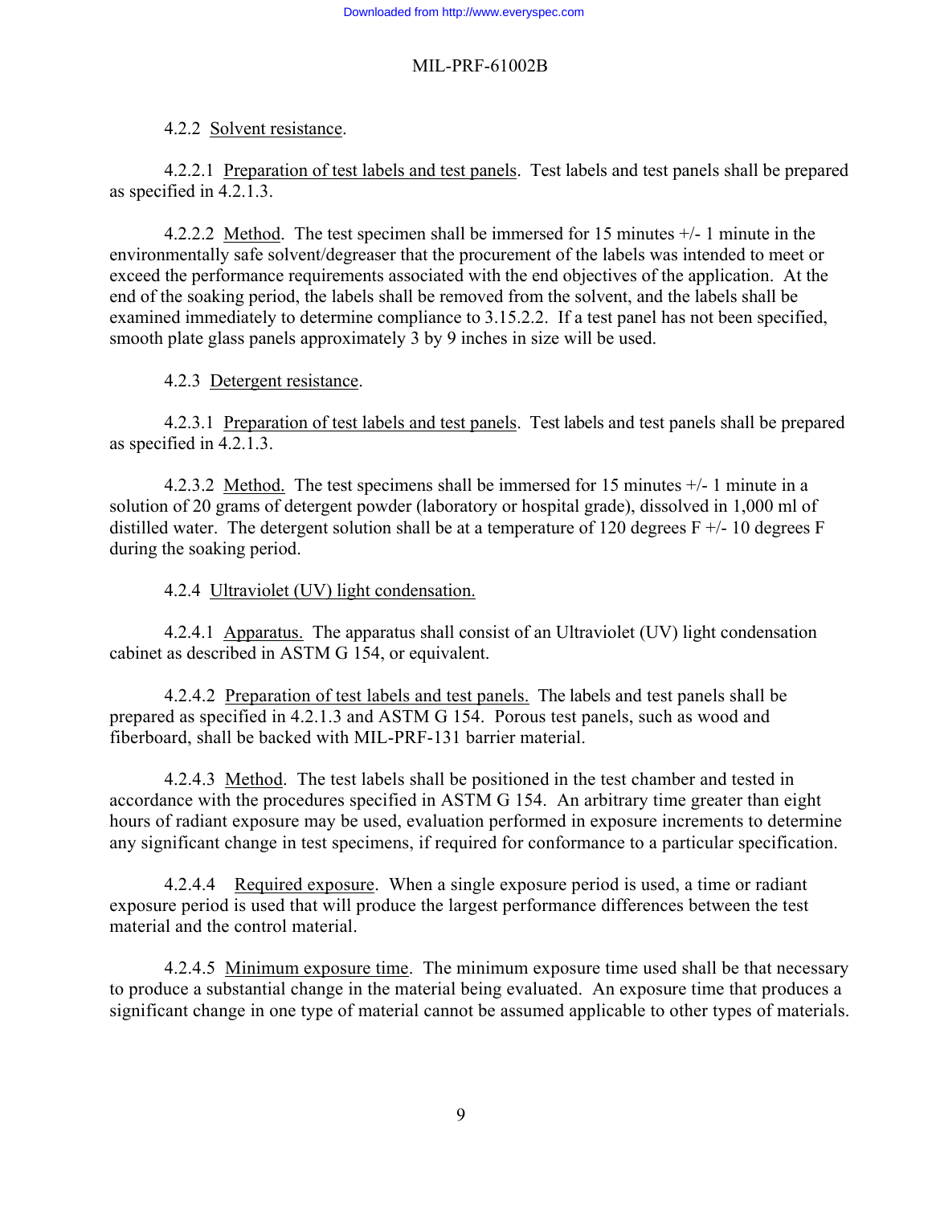4.2.2 Solvent resistance.

4.2.2.1 Preparation of test labels and test panels. Test labels and test panels shall be prepared as specified in 4.2.1.3.

4.2.2.2 Method. The test specimen shall be immersed for 15 minutes +/- 1 minute in the environmentally safe solvent/degreaser that the procurement of the labels was intended to meet or exceed the performance requirements associated with the end objectives of the application. At the end of the soaking period, the labels shall be removed from the solvent, and the labels shall be examined immediately to determine compliance to 3.15.2.2. If a test panel has not been specified, smooth plate glass panels approximately 3 by 9 inches in size will be used.

4.2.3 Detergent resistance.

4.2.3.1 Preparation of test labels and test panels. Test labels and test panels shall be prepared as specified in 4.2.1.3.

4.2.3.2 Method. The test specimens shall be immersed for 15 minutes +/- 1 minute in a solution of 20 grams of detergent powder (laboratory or hospital grade), dissolved in 1,000 ml of distilled water. The detergent solution shall be at a temperature of 120 degrees F +/- 10 degrees F during the soaking period.

4.2.4 Ultraviolet (UV) light condensation.

4.2.4.1 Apparatus. The apparatus shall consist of an Ultraviolet (UV) light condensation cabinet as described in ASTM G 154, or equivalent.

4.2.4.2 Preparation of test labels and test panels. The labels and test panels shall be prepared as specified in 4.2.1.3 and ASTM G 154. Porous test panels, such as wood and fiberboard, shall be backed with MIL-PRF-131 barrier material.

4.2.4.3 Method. The test labels shall be positioned in the test chamber and tested in accordance with the procedures specified in ASTM G 154. An arbitrary time greater than eight hours of radiant exposure may be used, evaluation performed in exposure increments to determine any significant change in test specimens, if required for conformance to a particular specification.

4.2.4.4 Required exposure. When a single exposure period is used, a time or radiant exposure period is used that will produce the largest performance differences between the test material and the control material.

4.2.4.5 Minimum exposure time. The minimum exposure time used shall be that necessary to produce a substantial change in the material being evaluated. An exposure time that produces a significant change in one type of material cannot be assumed applicable to other types of materials.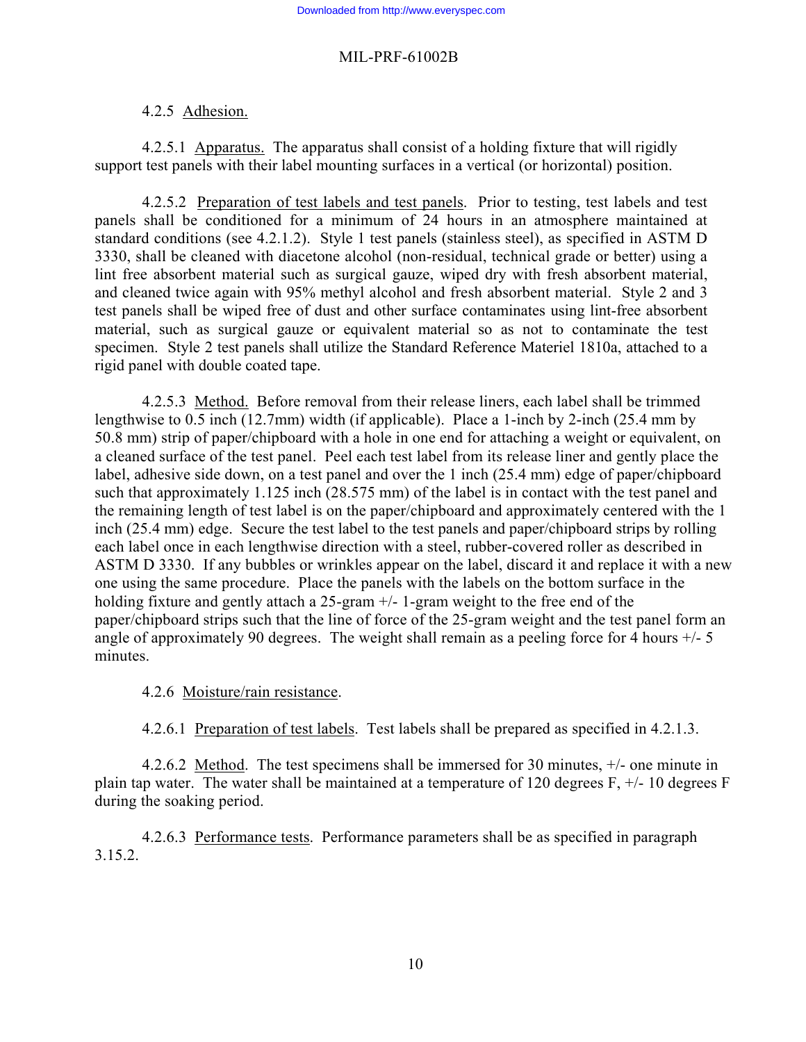4.2.5 Adhesion.

4.2.5.1 Apparatus. The apparatus shall consist of a holding fixture that will rigidly support test panels with their label mounting surfaces in a vertical (or horizontal) position.

4.2.5.2 Preparation of test labels and test panels. Prior to testing, test labels and test panels shall be conditioned for a minimum of 24 hours in an atmosphere maintained at standard conditions (see 4.2.1.2). Style 1 test panels (stainless steel), as specified in ASTM D 3330, shall be cleaned with diacetone alcohol (non-residual, technical grade or better) using a lint free absorbent material such as surgical gauze, wiped dry with fresh absorbent material, and cleaned twice again with 95% methyl alcohol and fresh absorbent material. Style 2 and 3 test panels shall be wiped free of dust and other surface contaminates using lint-free absorbent material, such as surgical gauze or equivalent material so as not to contaminate the test specimen. Style 2 test panels shall utilize the Standard Reference Materiel 1810a, attached to a rigid panel with double coated tape.

4.2.5.3 Method. Before removal from their release liners, each label shall be trimmed lengthwise to 0.5 inch (12.7mm) width (if applicable). Place a 1-inch by 2-inch (25.4 mm by 50.8 mm) strip of paper/chipboard with a hole in one end for attaching a weight or equivalent, on a cleaned surface of the test panel. Peel each test label from its release liner and gently place the label, adhesive side down, on a test panel and over the 1 inch (25.4 mm) edge of paper/chipboard such that approximately 1.125 inch (28.575 mm) of the label is in contact with the test panel and the remaining length of test label is on the paper/chipboard and approximately centered with the 1 inch (25.4 mm) edge. Secure the test label to the test panels and paper/chipboard strips by rolling each label once in each lengthwise direction with a steel, rubber-covered roller as described in ASTM D 3330. If any bubbles or wrinkles appear on the label, discard it and replace it with a new one using the same procedure. Place the panels with the labels on the bottom surface in the holding fixture and gently attach a 25-gram +/- 1-gram weight to the free end of the paper/chipboard strips such that the line of force of the 25-gram weight and the test panel form an angle of approximately 90 degrees. The weight shall remain as a peeling force for 4 hours +/- 5 minutes.

4.2.6 Moisture/rain resistance.

4.2.6.1 Preparation of test labels. Test labels shall be prepared as specified in 4.2.1.3.

4.2.6.2 Method. The test specimens shall be immersed for 30 minutes, +/- one minute in plain tap water. The water shall be maintained at a temperature of 120 degrees F, +/- 10 degrees F during the soaking period.

4.2.6.3 Performance tests. Performance parameters shall be as specified in paragraph 3.15.2.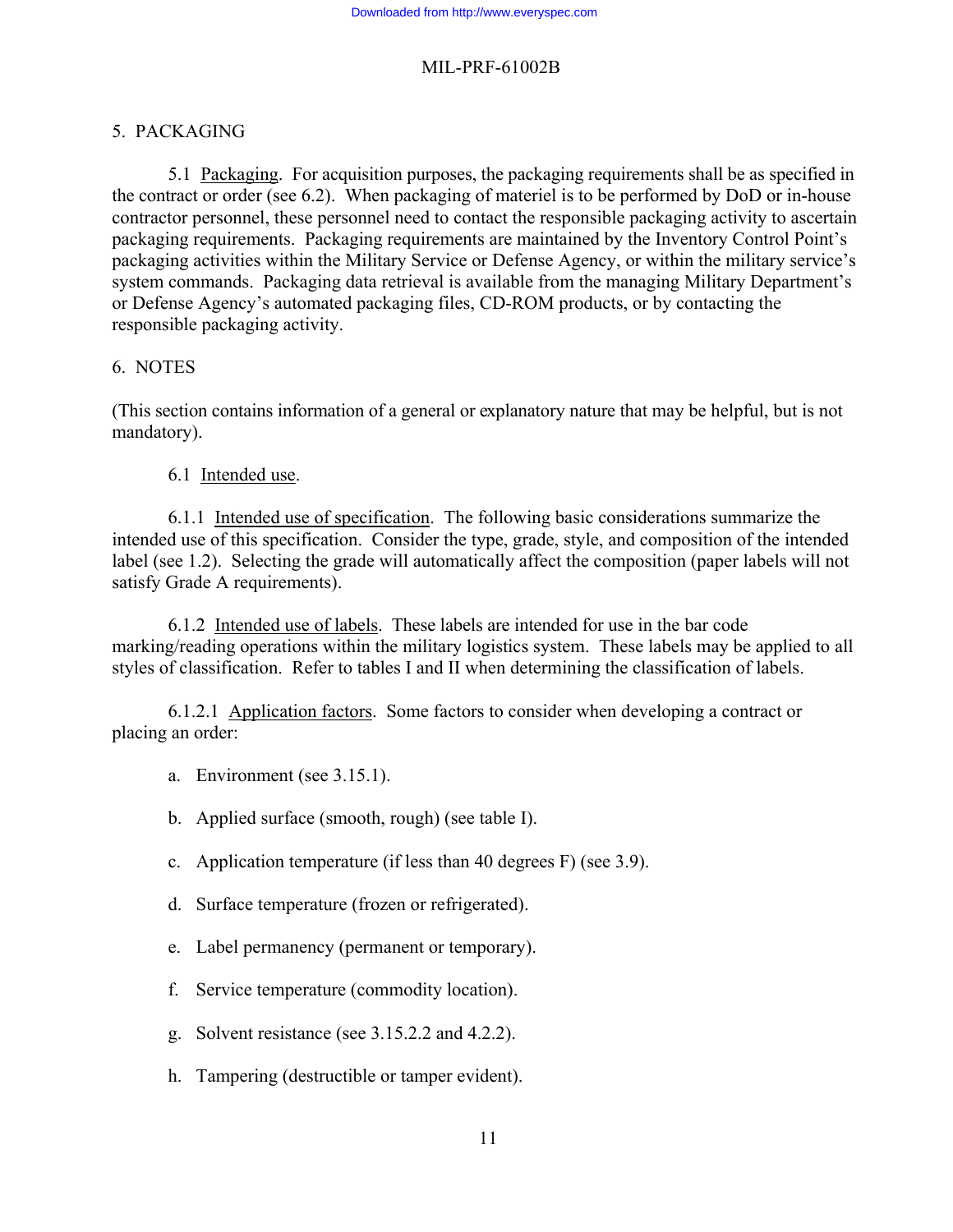## 5. PACKAGING

5.1 Packaging. For acquisition purposes, the packaging requirements shall be as specified in the contract or order (see 6.2). When packaging of materiel is to be performed by DoD or in-house contractor personnel, these personnel need to contact the responsible packaging activity to ascertain packaging requirements. Packaging requirements are maintained by the Inventory Control Point's packaging activities within the Military Service or Defense Agency, or within the military service's system commands. Packaging data retrieval is available from the managing Military Department's or Defense Agency's automated packaging files, CD-ROM products, or by contacting the responsible packaging activity.

## 6. NOTES

(This section contains information of a general or explanatory nature that may be helpful, but is not mandatory).

6.1 Intended use.

6.1.1 Intended use of specification. The following basic considerations summarize the intended use of this specification. Consider the type, grade, style, and composition of the intended label (see 1.2). Selecting the grade will automatically affect the composition (paper labels will not satisfy Grade A requirements).

6.1.2 Intended use of labels. These labels are intended for use in the bar code marking/reading operations within the military logistics system. These labels may be applied to all styles of classification. Refer to tables I and II when determining the classification of labels.

6.1.2.1 Application factors. Some factors to consider when developing a contract or placing an order:

a. Environment (see 3.15.1).

b. Applied surface (smooth, rough) (see table I).

c. Application temperature (if less than 40 degrees F) (see 3.9).

d. Surface temperature (frozen or refrigerated).

e. Label permanency (permanent or temporary).

f. Service temperature (commodity location).

g. Solvent resistance (see 3.15.2.2 and 4.2.2).

h. Tampering (destructible or tamper evident).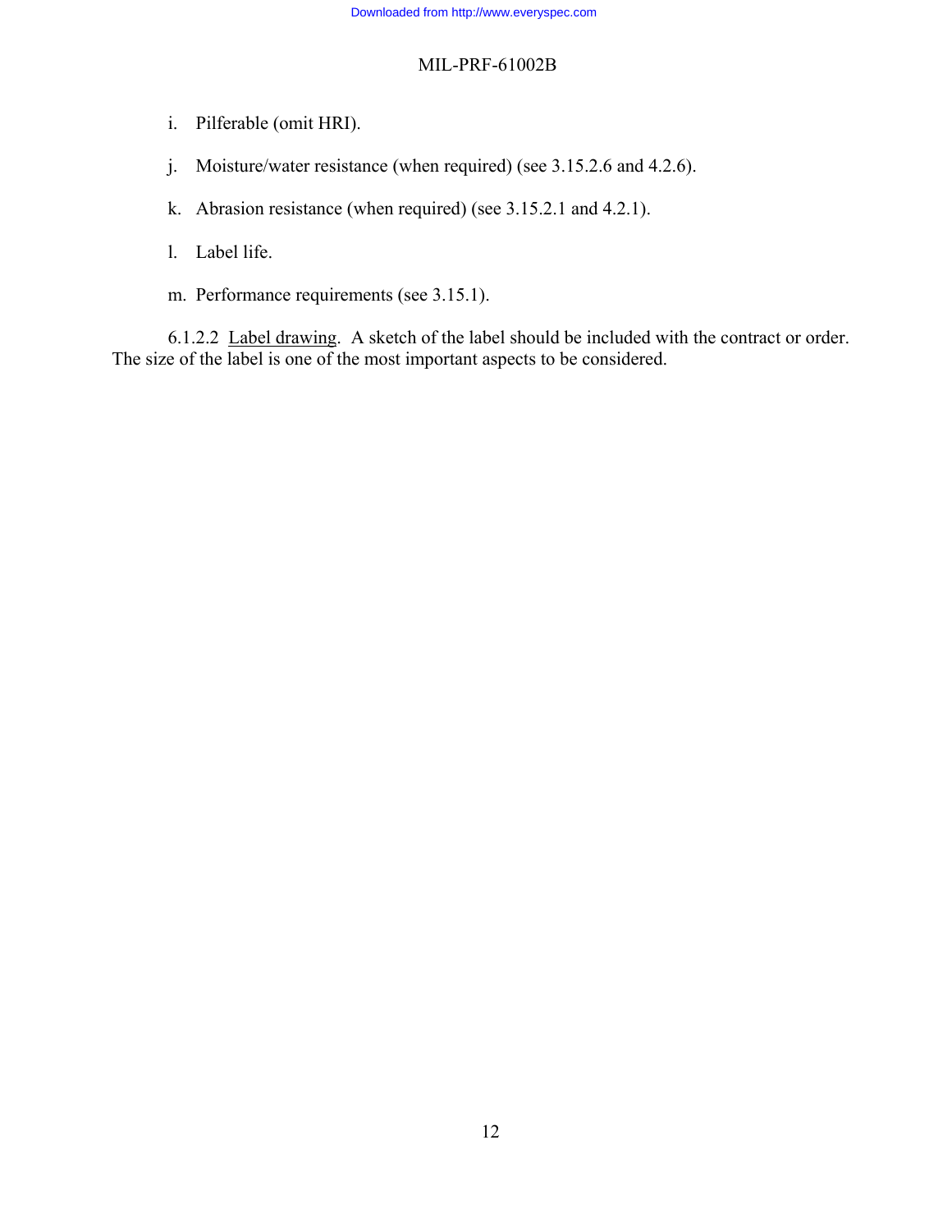i. Pilferable (omit HRI).

j. Moisture/water resistance (when required) (see 3.15.2.6 and 4.2.6).

k. Abrasion resistance (when required) (see 3.15.2.1 and 4.2.1).

l. Label life.

m. Performance requirements (see 3.15.1).

6.1.2.2 Label drawing. A sketch of the label should be included with the contract or order. The size of the label is one of the most important aspects to be considered.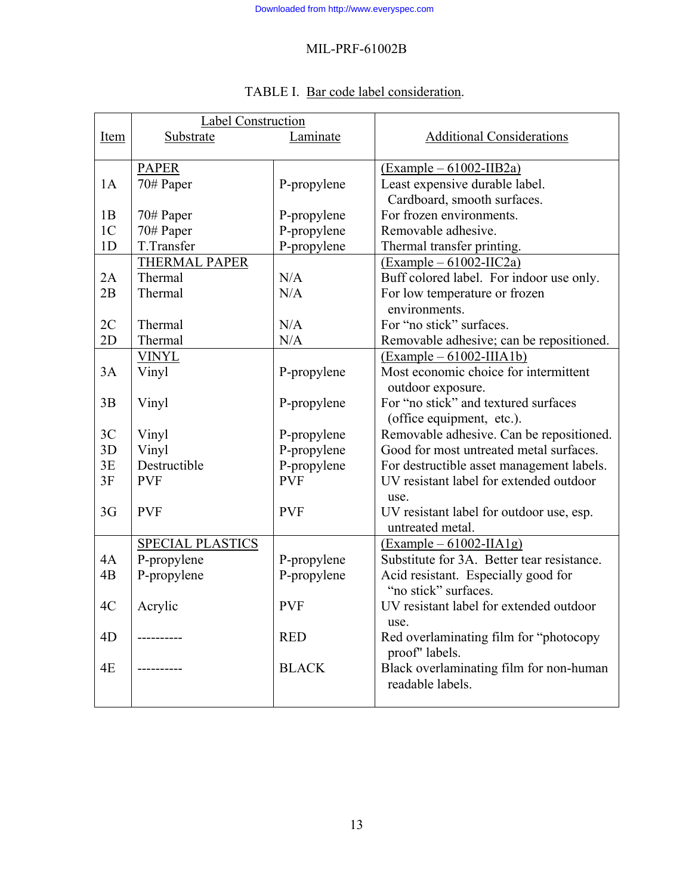TABLE I. Bar code label consideration.

| Item | Label Construction Substrate | Laminate | Additional Considerations |
|---|---|---|---|
| | PAPER | | (Example – 61002-IIB2a) |
| 1A | 70# Paper | P-propylene | Least expensive durable label. Cardboard, smooth surfaces. |
| 1B | 70# Paper | P-propylene | For frozen environments. |
| 1C | 70# Paper | P-propylene | Removable adhesive. |
| 1D | T.Transfer | P-propylene | Thermal transfer printing. |
| | THERMAL PAPER | | (Example – 61002-IIC2a) |
| 2A | Thermal | N/A | Buff colored label. For indoor use only. |
| 2B | Thermal | N/A | For low temperature or frozen environments. |
| 2C | Thermal | N/A | For "no stick" surfaces. |
| 2D | Thermal | N/A | Removable adhesive; can be repositioned. |
| | VINYL | | (Example – 61002-IIIA1b) |
| 3A | Vinyl | P-propylene | Most economic choice for intermittent outdoor exposure. |
| 3B | Vinyl | P-propylene | For "no stick" and textured surfaces (office equipment, etc.). |
| 3C | Vinyl | P-propylene | Removable adhesive. Can be repositioned. |
| 3D | Vinyl | P-propylene | Good for most untreated metal surfaces. |
| 3E | Destructible | P-propylene | For destructible asset management labels. |
| 3F | PVF | PVF | UV resistant label for extended outdoor use. |
| 3G | PVF | PVF | UV resistant label for outdoor use, esp. untreated metal. |
| | SPECIAL PLASTICS | | (Example – 61002-IIA1g) |
| 4A | P-propylene | P-propylene | Substitute for 3A. Better tear resistance. |
| 4B | P-propylene | P-propylene | Acid resistant. Especially good for "no stick" surfaces. |
| 4C | Acrylic | PVF | UV resistant label for extended outdoor use. |
| 4D | ---------- | RED | Red overlaminating film for "photocopy proof" labels. |
| 4E | ---------- | BLACK | Black overlaminating film for non-human readable labels. |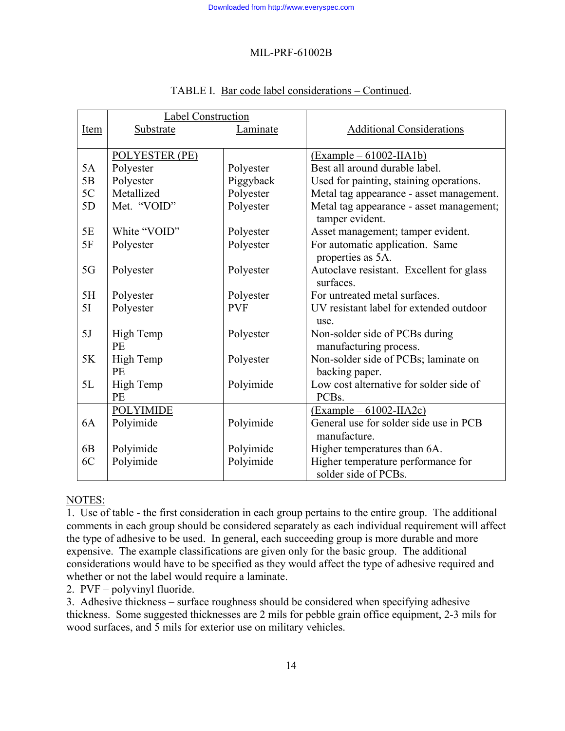TABLE I. Bar code label considerations – Continued.

| Item | Label Construction Substrate | Laminate | Additional Considerations |
|---|---|---|---|
| | POLYESTER (PE) | | (Example – 61002-IIA1b) |
| 5A | Polyester | Polyester | Best all around durable label. |
| 5B | Polyester | Piggyback | Used for painting, staining operations. |
| 5C | Metallized | Polyester | Metal tag appearance - asset management. |
| 5D | Met. "VOID" | Polyester | Metal tag appearance - asset management; tamper evident. |
| 5E | White "VOID" | Polyester | Asset management; tamper evident. |
| 5F | Polyester | Polyester | For automatic application. Same properties as 5A. |
| 5G | Polyester | Polyester | Autoclave resistant. Excellent for glass surfaces. |
| 5H | Polyester | Polyester | For untreated metal surfaces. |
| 5I | Polyester | PVF | UV resistant label for extended outdoor use. |
| 5J | High Temp PE | Polyester | Non-solder side of PCBs during manufacturing process. |
| 5K | High Temp PE | Polyester | Non-solder side of PCBs; laminate on backing paper. |
| 5L | High Temp PE | Polyimide | Low cost alternative for solder side of PCBs. |
| | POLYIMIDE | | (Example – 61002-IIA2c) |
| 6A | Polyimide | Polyimide | General use for solder side use in PCB manufacture. |
| 6B | Polyimide | Polyimide | Higher temperatures than 6A. |
| 6C | Polyimide | Polyimide | Higher temperature performance for solder side of PCBs. |

NOTES:

1. Use of table - the first consideration in each group pertains to the entire group. The additional comments in each group should be considered separately as each individual requirement will affect the type of adhesive to be used. In general, each succeeding group is more durable and more expensive. The example classifications are given only for the basic group. The additional considerations would have to be specified as they would affect the type of adhesive required and whether or not the label would require a laminate.
2. PVF – polyvinyl fluoride.
3. Adhesive thickness – surface roughness should be considered when specifying adhesive thickness. Some suggested thicknesses are 2 mils for pebble grain office equipment, 2-3 mils for wood surfaces, and 5 mils for exterior use on military vehicles.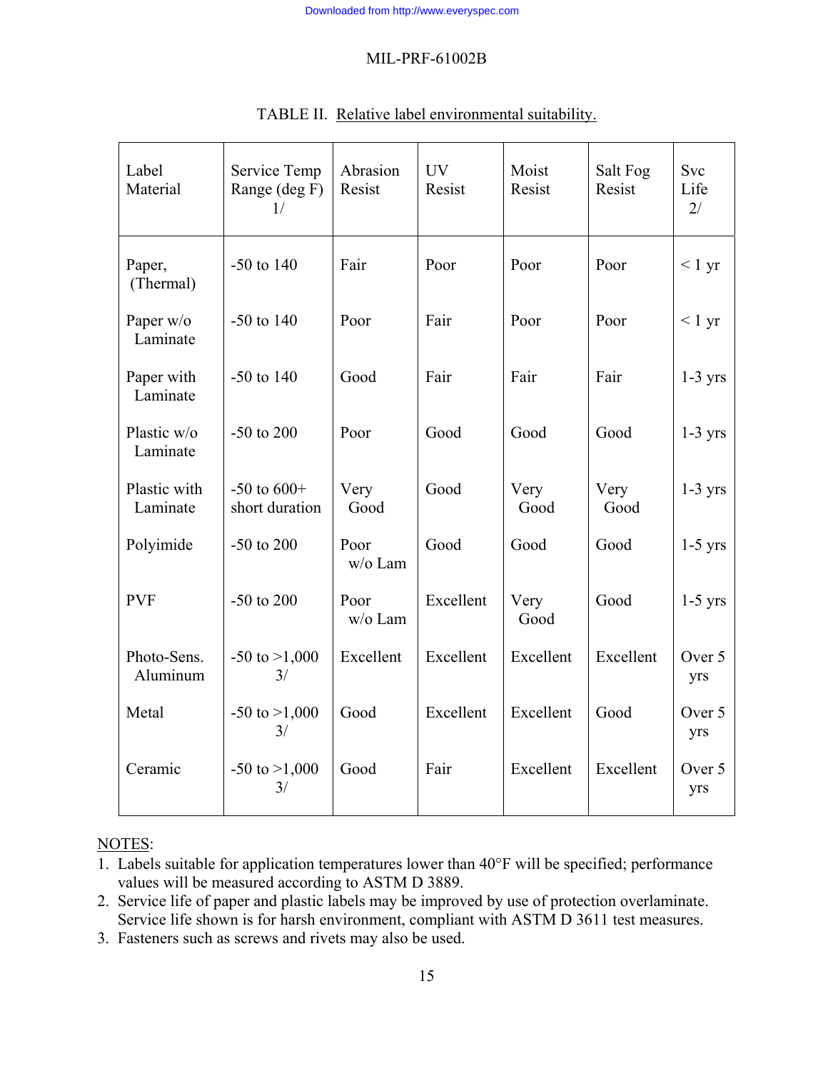TABLE II. Relative label environmental suitability.

| Label Material | Service Temp Range (deg F) 1/ | Abrasion Resist | UV Resist | Moist Resist | Salt Fog Resist | Svc Life 2/ |
|---|---|---|---|---|---|---|
| Paper, (Thermal) | -50 to 140 | Fair | Poor | Poor | Poor | < 1 yr |
| Paper w/o Laminate | -50 to 140 | Poor | Fair | Poor | Poor | < 1 yr |
| Paper with Laminate | -50 to 140 | Good | Fair | Fair | Fair | 1-3 yrs |
| Plastic w/o Laminate | -50 to 200 | Poor | Good | Good | Good | 1-3 yrs |
| Plastic with Laminate | -50 to 600+ short duration | Very Good | Good | Very Good | Very Good | 1-3 yrs |
| Polyimide | -50 to 200 | Poor w/o Lam | Good | Good | Good | 1-5 yrs |
| PVF | -50 to 200 | Poor w/o Lam | Excellent | Very Good | Good | 1-5 yrs |
| Photo-Sens. Aluminum | -50 to >1,000 3/ | Excellent | Excellent | Excellent | Excellent | Over 5 yrs |
| Metal | -50 to >1,000 3/ | Good | Excellent | Excellent | Good | Over 5 yrs |
| Ceramic | -50 to >1,000 3/ | Good | Fair | Excellent | Excellent | Over 5 yrs |

NOTES:

1. Labels suitable for application temperatures lower than 40°F will be specified; performance values will be measured according to ASTM D 3889.
2. Service life of paper and plastic labels may be improved by use of protection overlaminate. Service life shown is for harsh environment, compliant with ASTM D 3611 test measures.
3. Fasteners such as screws and rivets may also be used.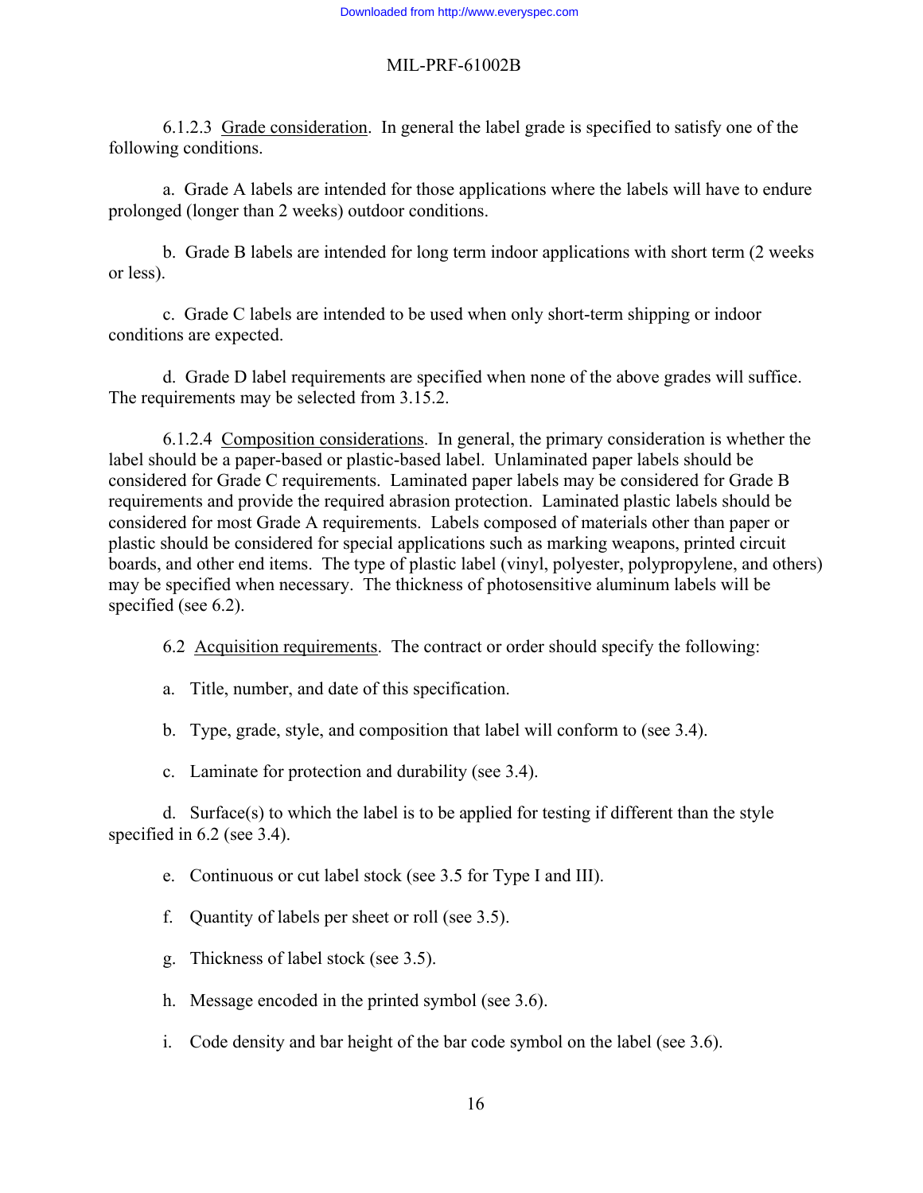6.1.2.3 Grade consideration. In general the label grade is specified to satisfy one of the following conditions.

a. Grade A labels are intended for those applications where the labels will have to endure prolonged (longer than 2 weeks) outdoor conditions.

b. Grade B labels are intended for long term indoor applications with short term (2 weeks or less).

c. Grade C labels are intended to be used when only short-term shipping or indoor conditions are expected.

d. Grade D label requirements are specified when none of the above grades will suffice. The requirements may be selected from 3.15.2.

6.1.2.4 Composition considerations. In general, the primary consideration is whether the label should be a paper-based or plastic-based label. Unlaminated paper labels should be considered for Grade C requirements. Laminated paper labels may be considered for Grade B requirements and provide the required abrasion protection. Laminated plastic labels should be considered for most Grade A requirements. Labels composed of materials other than paper or plastic should be considered for special applications such as marking weapons, printed circuit boards, and other end items. The type of plastic label (vinyl, polyester, polypropylene, and others) may be specified when necessary. The thickness of photosensitive aluminum labels will be specified (see 6.2).

6.2 Acquisition requirements. The contract or order should specify the following:

a. Title, number, and date of this specification.

b. Type, grade, style, and composition that label will conform to (see 3.4).

c. Laminate for protection and durability (see 3.4).

d. Surface(s) to which the label is to be applied for testing if different than the style specified in 6.2 (see 3.4).

e. Continuous or cut label stock (see 3.5 for Type I and III).

f. Quantity of labels per sheet or roll (see 3.5).

g. Thickness of label stock (see 3.5).

h. Message encoded in the printed symbol (see 3.6).

i. Code density and bar height of the bar code symbol on the label (see 3.6).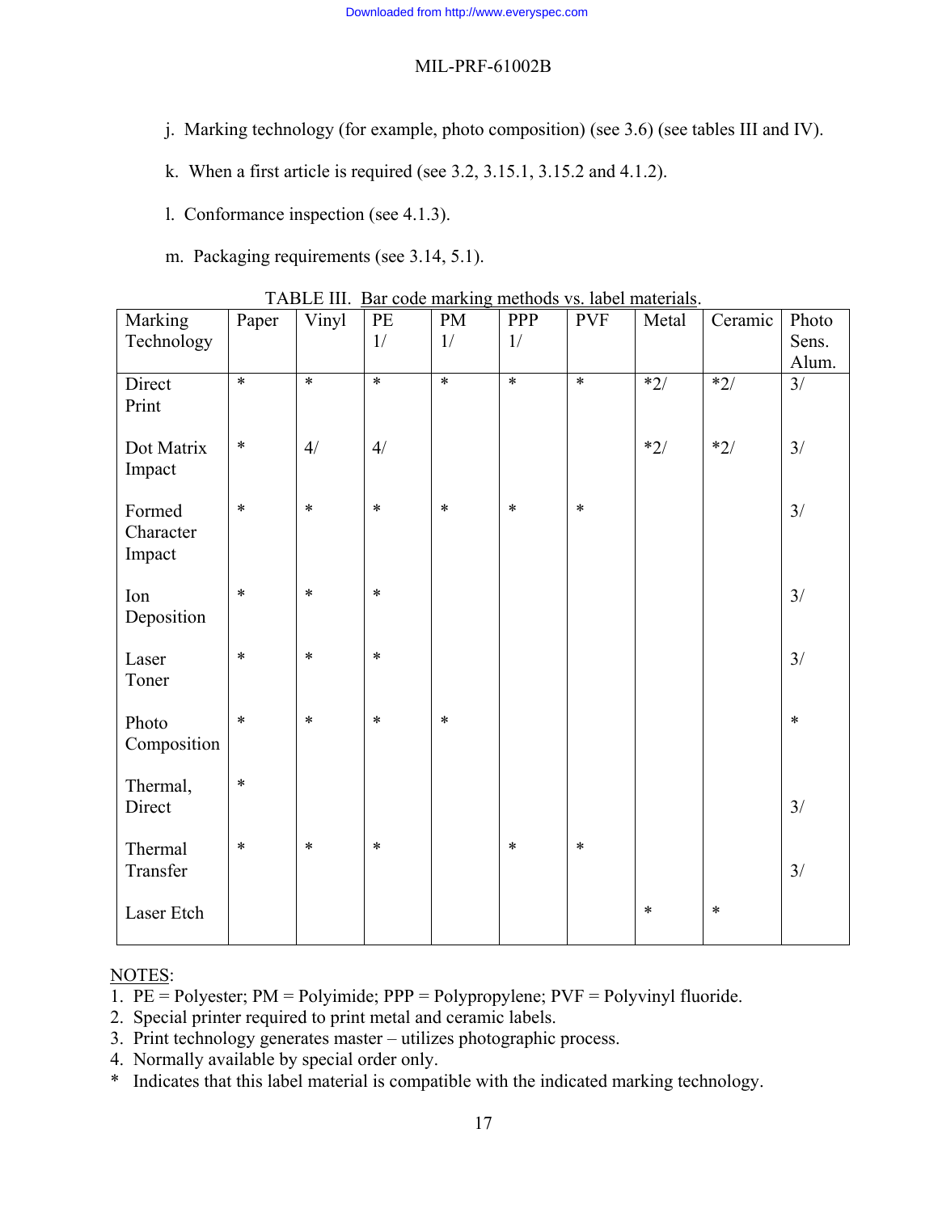j. Marking technology (for example, photo composition) (see 3.6) (see tables III and IV).

k. When a first article is required (see 3.2, 3.15.1, 3.15.2 and 4.1.2).

l. Conformance inspection (see 4.1.3).

m. Packaging requirements (see 3.14, 5.1).

TABLE III. Bar code marking methods vs. label materials.

| Marking Technology | Paper | Vinyl | PE 1/ | PM 1/ | PPP 1/ | PVF | Metal | Ceramic | Photo Sens. Alum. |
|---|---|---|---|---|---|---|---|---|---|
| Direct Print | * | * | * | * | * | * | *2/ | *2/ | 3/ |
| Dot Matrix Impact | * | 4/ | 4/ | | | | *2/ | *2/ | 3/ |
| Formed Character Impact | * | * | * | * | * | * | | | 3/ |
| Ion Deposition | * | * | * | | | | | | 3/ |
| Laser Toner | * | * | * | | | | | | 3/ |
| Photo Composition | * | * | * | * | | | | | * |
| Thermal, Direct | * | | | | | | | | 3/ |
| Thermal Transfer | * | * | * | | * | * | | | 3/ |
| Laser Etch | | | | | | | * | * | |

NOTES:
1. PE = Polyester; PM = Polyimide; PPP = Polypropylene; PVF = Polyvinyl fluoride.
2. Special printer required to print metal and ceramic labels.
3. Print technology generates master – utilizes photographic process.
4. Normally available by special order only.
\* Indicates that this label material is compatible with the indicated marking technology.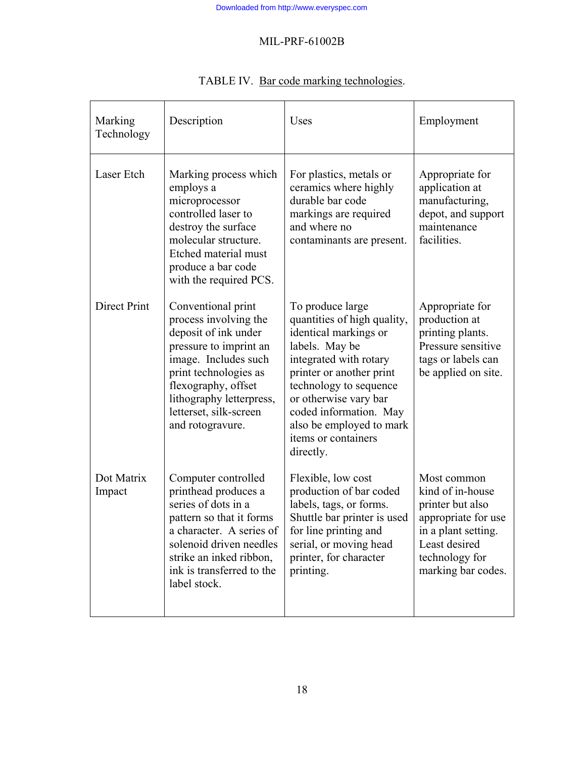TABLE IV. Bar code marking technologies.

| Marking Technology | Description | Uses | Employment |
|---|---|---|---|
| Laser Etch | Marking process which employs a microprocessor controlled laser to destroy the surface molecular structure. Etched material must produce a bar code with the required PCS. | For plastics, metals or ceramics where highly durable bar code markings are required and where no contaminants are present. | Appropriate for application at manufacturing, depot, and support maintenance facilities. |
| Direct Print | Conventional print process involving the deposit of ink under pressure to imprint an image. Includes such print technologies as flexography, offset lithography letterpress, letterset, silk-screen and rotogravure. | To produce large quantities of high quality, identical markings or labels. May be integrated with rotary printer or another print technology to sequence or otherwise vary bar coded information. May also be employed to mark items or containers directly. | Appropriate for production at printing plants. Pressure sensitive tags or labels can be applied on site. |
| Dot Matrix Impact | Computer controlled printhead produces a series of dots in a pattern so that it forms a character. A series of solenoid driven needles strike an inked ribbon, ink is transferred to the label stock. | Flexible, low cost production of bar coded labels, tags, or forms. Shuttle bar printer is used for line printing and serial, or moving head printer, for character printing. | Most common kind of in-house printer but also appropriate for use in a plant setting. Least desired technology for marking bar codes. |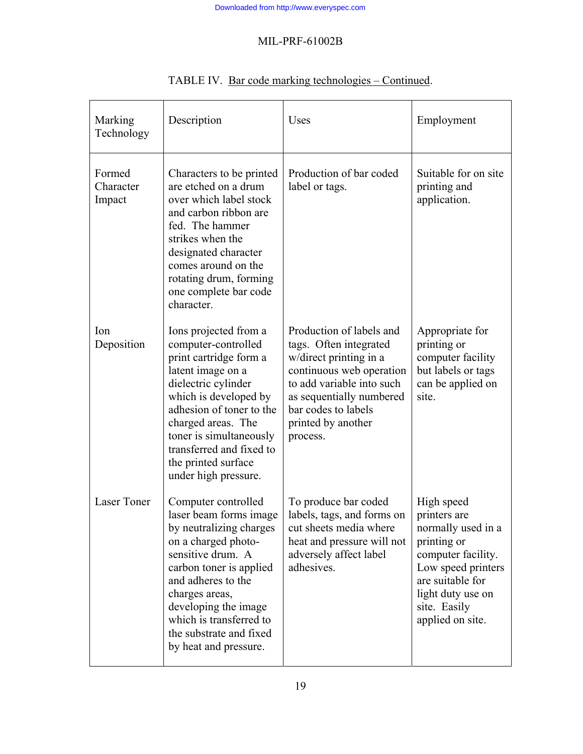TABLE IV. Bar code marking technologies – Continued.

| Marking Technology | Description | Uses | Employment |
|---|---|---|---|
| Formed Character Impact | Characters to be printed are etched on a drum over which label stock and carbon ribbon are fed. The hammer strikes when the designated character comes around on the rotating drum, forming one complete bar code character. | Production of bar coded label or tags. | Suitable for on site printing and application. |
| Ion Deposition | Ions projected from a computer-controlled print cartridge form a latent image on a dielectric cylinder which is developed by adhesion of toner to the charged areas. The toner is simultaneously transferred and fixed to the printed surface under high pressure. | Production of labels and tags. Often integrated w/direct printing in a continuous web operation to add variable into such as sequentially numbered bar codes to labels printed by another process. | Appropriate for printing or computer facility but labels or tags can be applied on site. |
| Laser Toner | Computer controlled laser beam forms image by neutralizing charges on a charged photo-sensitive drum. A carbon toner is applied and adheres to the charges areas, developing the image which is transferred to the substrate and fixed by heat and pressure. | To produce bar coded labels, tags, and forms on cut sheets media where heat and pressure will not adversely affect label adhesives. | High speed printers are normally used in a printing or computer facility. Low speed printers are suitable for light duty use on site. Easily applied on site. |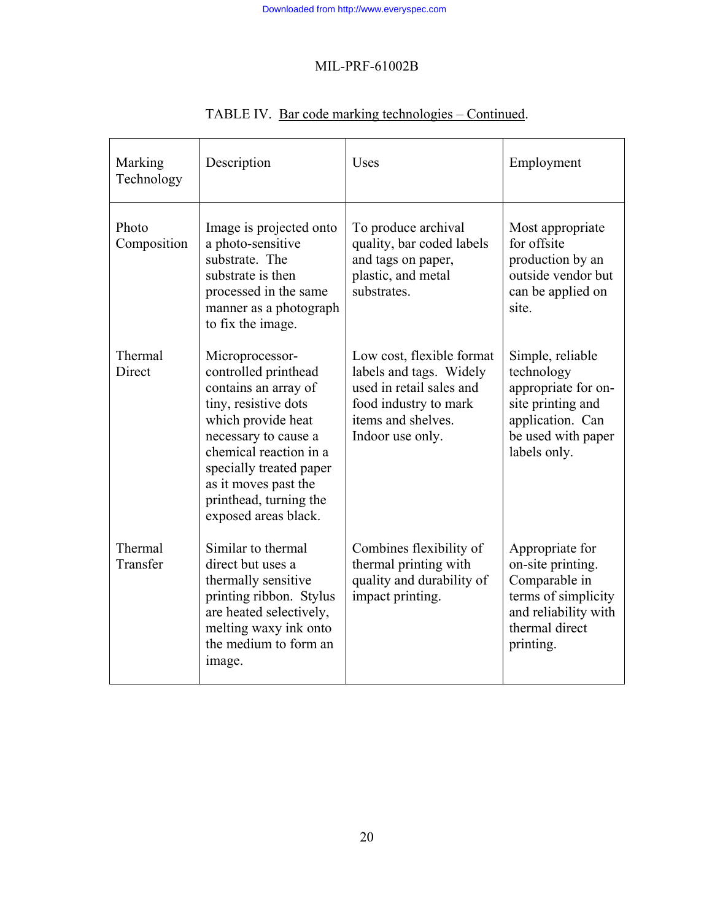TABLE IV. Bar code marking technologies – Continued.

| Marking Technology | Description | Uses | Employment |
|---|---|---|---|
| Photo Composition | Image is projected onto a photo-sensitive substrate. The substrate is then processed in the same manner as a photograph to fix the image. | To produce archival quality, bar coded labels and tags on paper, plastic, and metal substrates. | Most appropriate for offsite production by an outside vendor but can be applied on site. |
| Thermal Direct | Microprocessor-controlled printhead contains an array of tiny, resistive dots which provide heat necessary to cause a chemical reaction in a specially treated paper as it moves past the printhead, turning the exposed areas black. | Low cost, flexible format labels and tags. Widely used in retail sales and food industry to mark items and shelves. Indoor use only. | Simple, reliable technology appropriate for on-site printing and application. Can be used with paper labels only. |
| Thermal Transfer | Similar to thermal direct but uses a thermally sensitive printing ribbon. Stylus are heated selectively, melting waxy ink onto the medium to form an image. | Combines flexibility of thermal printing with quality and durability of impact printing. | Appropriate for on-site printing. Comparable in terms of simplicity and reliability with thermal direct printing. |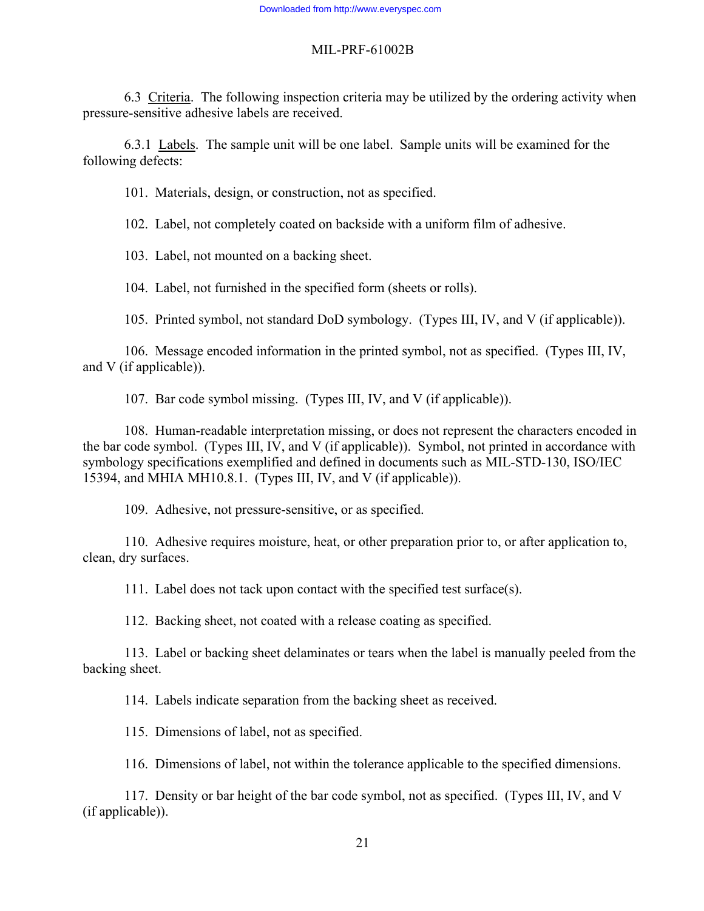6.3 Criteria. The following inspection criteria may be utilized by the ordering activity when pressure-sensitive adhesive labels are received.

6.3.1 Labels. The sample unit will be one label. Sample units will be examined for the following defects:

101. Materials, design, or construction, not as specified.

102. Label, not completely coated on backside with a uniform film of adhesive.

103. Label, not mounted on a backing sheet.

104. Label, not furnished in the specified form (sheets or rolls).

105. Printed symbol, not standard DoD symbology. (Types III, IV, and V (if applicable)).

106. Message encoded information in the printed symbol, not as specified. (Types III, IV, and V (if applicable)).

107. Bar code symbol missing. (Types III, IV, and V (if applicable)).

108. Human-readable interpretation missing, or does not represent the characters encoded in the bar code symbol. (Types III, IV, and V (if applicable)). Symbol, not printed in accordance with symbology specifications exemplified and defined in documents such as MIL-STD-130, ISO/IEC 15394, and MHIA MH10.8.1. (Types III, IV, and V (if applicable)).

109. Adhesive, not pressure-sensitive, or as specified.

110. Adhesive requires moisture, heat, or other preparation prior to, or after application to, clean, dry surfaces.

111. Label does not tack upon contact with the specified test surface(s).

112. Backing sheet, not coated with a release coating as specified.

113. Label or backing sheet delaminates or tears when the label is manually peeled from the backing sheet.

114. Labels indicate separation from the backing sheet as received.

115. Dimensions of label, not as specified.

116. Dimensions of label, not within the tolerance applicable to the specified dimensions.

117. Density or bar height of the bar code symbol, not as specified. (Types III, IV, and V (if applicable)).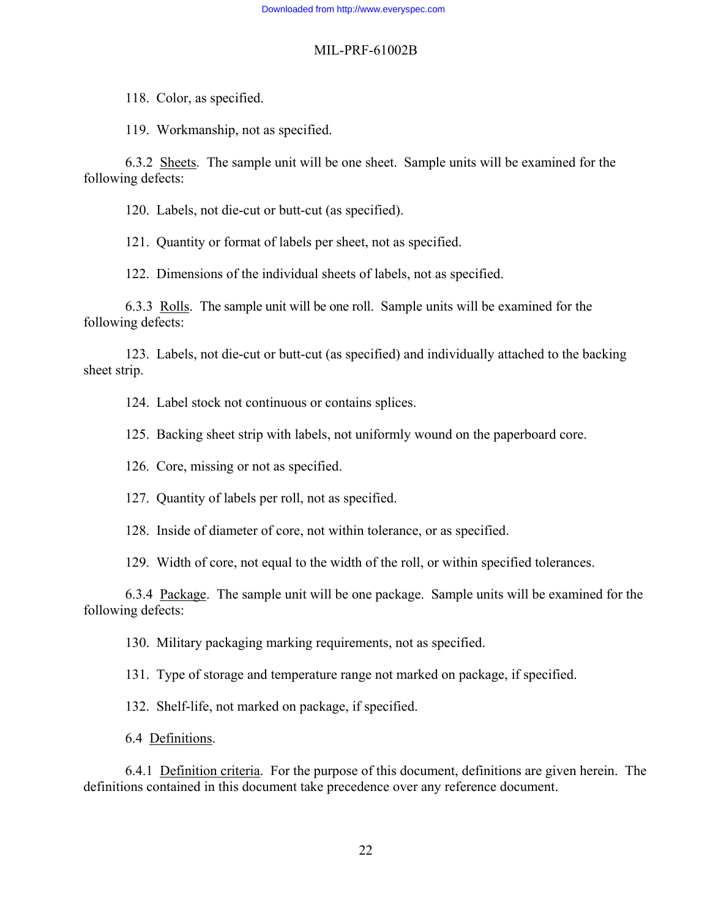118. Color, as specified.

119. Workmanship, not as specified.

6.3.2 <u>Sheets</u>. The sample unit will be one sheet. Sample units will be examined for the following defects:

120. Labels, not die-cut or butt-cut (as specified).

121. Quantity or format of labels per sheet, not as specified.

122. Dimensions of the individual sheets of labels, not as specified.

6.3.3 <u>Rolls</u>. The sample unit will be one roll. Sample units will be examined for the following defects:

123. Labels, not die-cut or butt-cut (as specified) and individually attached to the backing sheet strip.

124. Label stock not continuous or contains splices.

125. Backing sheet strip with labels, not uniformly wound on the paperboard core.

126. Core, missing or not as specified.

127. Quantity of labels per roll, not as specified.

128. Inside of diameter of core, not within tolerance, or as specified.

129. Width of core, not equal to the width of the roll, or within specified tolerances.

6.3.4 <u>Package</u>. The sample unit will be one package. Sample units will be examined for the following defects:

130. Military packaging marking requirements, not as specified.

131. Type of storage and temperature range not marked on package, if specified.

132. Shelf-life, not marked on package, if specified.

6.4 <u>Definitions</u>.

6.4.1 <u>Definition criteria</u>. For the purpose of this document, definitions are given herein. The definitions contained in this document take precedence over any reference document.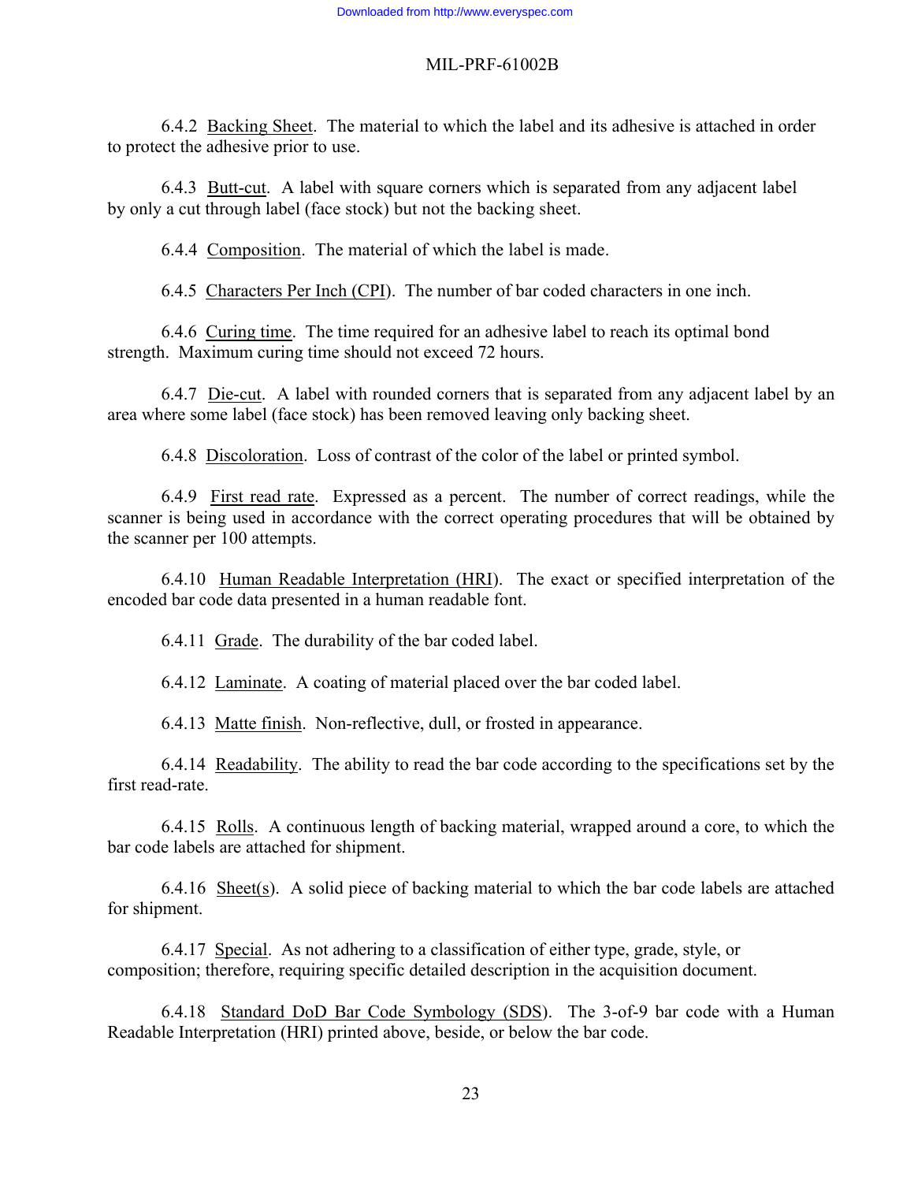6.4.2 Backing Sheet. The material to which the label and its adhesive is attached in order to protect the adhesive prior to use.

6.4.3 Butt-cut. A label with square corners which is separated from any adjacent label by only a cut through label (face stock) but not the backing sheet.

6.4.4 Composition. The material of which the label is made.

6.4.5 Characters Per Inch (CPI). The number of bar coded characters in one inch.

6.4.6 Curing time. The time required for an adhesive label to reach its optimal bond strength. Maximum curing time should not exceed 72 hours.

6.4.7 Die-cut. A label with rounded corners that is separated from any adjacent label by an area where some label (face stock) has been removed leaving only backing sheet.

6.4.8 Discoloration. Loss of contrast of the color of the label or printed symbol.

6.4.9 First read rate. Expressed as a percent. The number of correct readings, while the scanner is being used in accordance with the correct operating procedures that will be obtained by the scanner per 100 attempts.

6.4.10 Human Readable Interpretation (HRI). The exact or specified interpretation of the encoded bar code data presented in a human readable font.

6.4.11 Grade. The durability of the bar coded label.

6.4.12 Laminate. A coating of material placed over the bar coded label.

6.4.13 Matte finish. Non-reflective, dull, or frosted in appearance.

6.4.14 Readability. The ability to read the bar code according to the specifications set by the first read-rate.

6.4.15 Rolls. A continuous length of backing material, wrapped around a core, to which the bar code labels are attached for shipment.

6.4.16 Sheet(s). A solid piece of backing material to which the bar code labels are attached for shipment.

6.4.17 Special. As not adhering to a classification of either type, grade, style, or composition; therefore, requiring specific detailed description in the acquisition document.

6.4.18 Standard DoD Bar Code Symbology (SDS). The 3-of-9 bar code with a Human Readable Interpretation (HRI) printed above, beside, or below the bar code.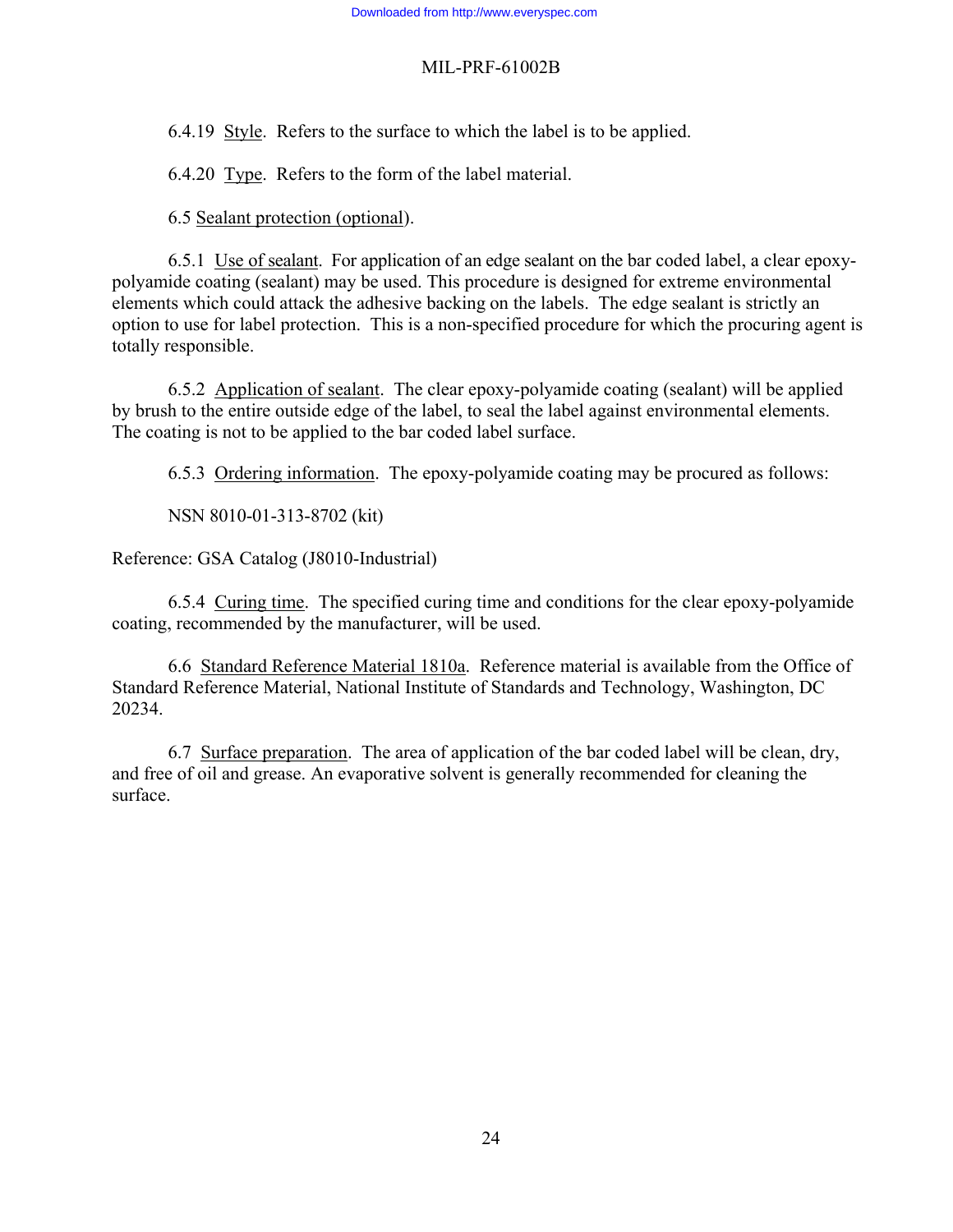6.4.19 Style. Refers to the surface to which the label is to be applied.

6.4.20 Type. Refers to the form of the label material.

6.5 Sealant protection (optional).

6.5.1 Use of sealant. For application of an edge sealant on the bar coded label, a clear epoxy-polyamide coating (sealant) may be used. This procedure is designed for extreme environmental elements which could attack the adhesive backing on the labels. The edge sealant is strictly an option to use for label protection. This is a non-specified procedure for which the procuring agent is totally responsible.

6.5.2 Application of sealant. The clear epoxy-polyamide coating (sealant) will be applied by brush to the entire outside edge of the label, to seal the label against environmental elements. The coating is not to be applied to the bar coded label surface.

6.5.3 Ordering information. The epoxy-polyamide coating may be procured as follows:

NSN 8010-01-313-8702 (kit)

Reference: GSA Catalog (J8010-Industrial)

6.5.4 Curing time. The specified curing time and conditions for the clear epoxy-polyamide coating, recommended by the manufacturer, will be used.

6.6 Standard Reference Material 1810a. Reference material is available from the Office of Standard Reference Material, National Institute of Standards and Technology, Washington, DC 20234.

6.7 Surface preparation. The area of application of the bar coded label will be clean, dry, and free of oil and grease. An evaporative solvent is generally recommended for cleaning the surface.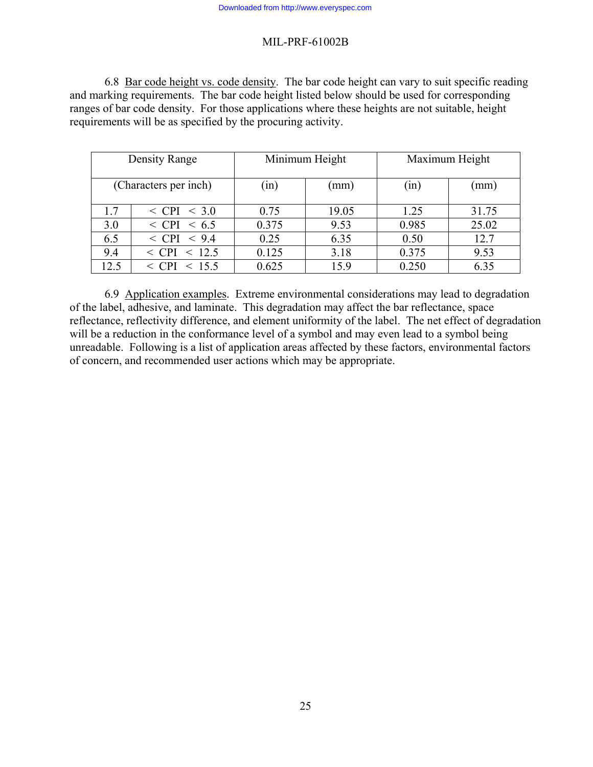6.8 Bar code height vs. code density. The bar code height can vary to suit specific reading and marking requirements. The bar code height listed below should be used for corresponding ranges of bar code density. For those applications where these heights are not suitable, height requirements will be as specified by the procuring activity.

| Density Range | | Minimum Height | | Maximum Height | |
|---|---|---|---|---|---|
| (Characters per inch) | | (in) | (mm) | (in) | (mm) |
| 1.7 | < CPI < 3.0 | 0.75 | 19.05 | 1.25 | 31.75 |
| 3.0 | < CPI < 6.5 | 0.375 | 9.53 | 0.985 | 25.02 |
| 6.5 | < CPI < 9.4 | 0.25 | 6.35 | 0.50 | 12.7 |
| 9.4 | < CPI < 12.5 | 0.125 | 3.18 | 0.375 | 9.53 |
| 12.5 | < CPI < 15.5 | 0.625 | 15.9 | 0.250 | 6.35 |

6.9 Application examples. Extreme environmental considerations may lead to degradation of the label, adhesive, and laminate. This degradation may affect the bar reflectance, space reflectance, reflectivity difference, and element uniformity of the label. The net effect of degradation will be a reduction in the conformance level of a symbol and may even lead to a symbol being unreadable. Following is a list of application areas affected by these factors, environmental factors of concern, and recommended user actions which may be appropriate.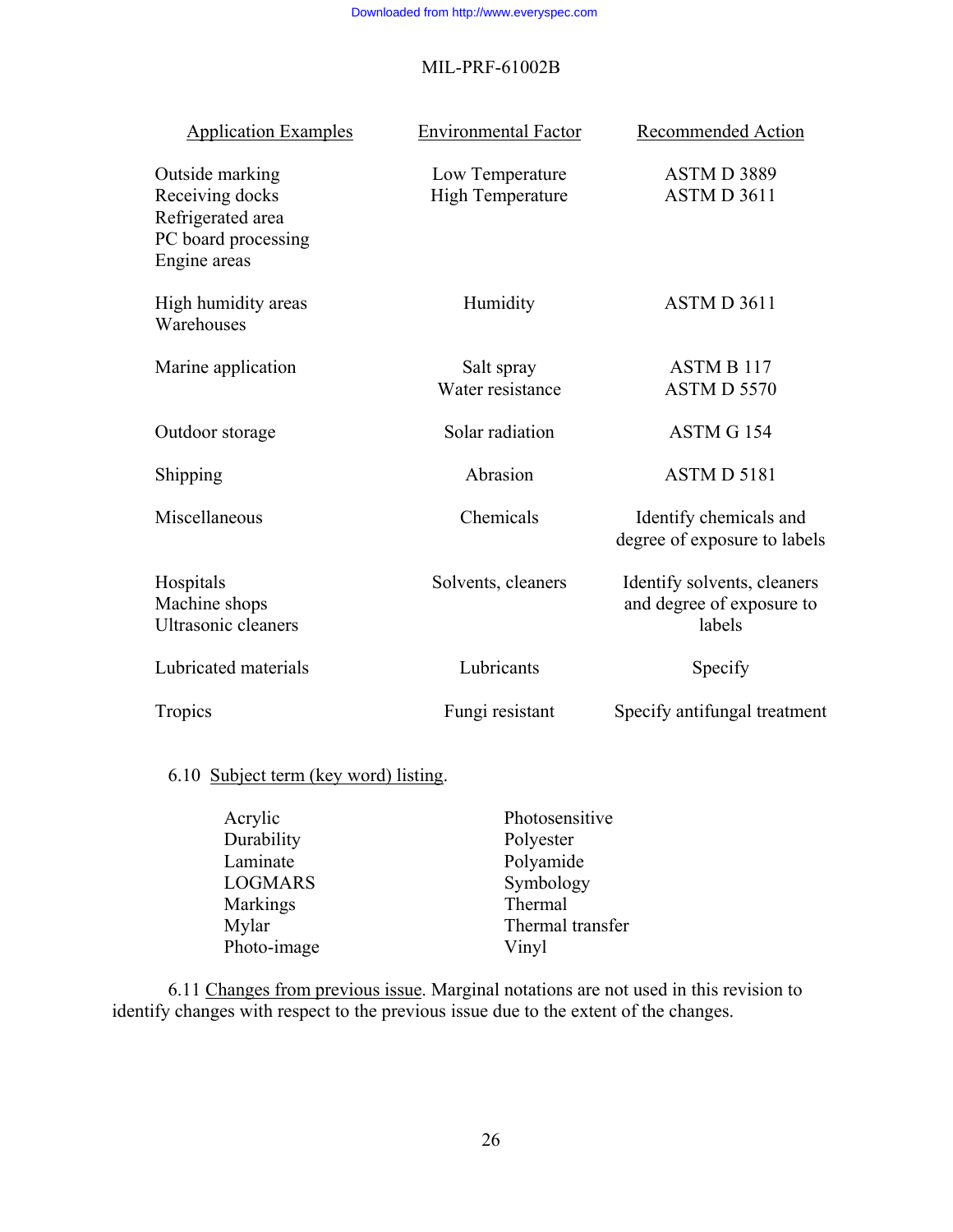| Application Examples | Environmental Factor | Recommended Action |
|---|---|---|
| Outside marking<br>Receiving docks<br>Refrigerated area<br>PC board processing<br>Engine areas | Low Temperature<br>High Temperature | ASTM D 3889<br>ASTM D 3611 |
| High humidity areas<br>Warehouses | Humidity | ASTM D 3611 |
| Marine application | Salt spray<br>Water resistance | ASTM B 117<br>ASTM D 5570 |
| Outdoor storage | Solar radiation | ASTM G 154 |
| Shipping | Abrasion | ASTM D 5181 |
| Miscellaneous | Chemicals | Identify chemicals and degree of exposure to labels |
| Hospitals<br>Machine shops<br>Ultrasonic cleaners | Solvents, cleaners | Identify solvents, cleaners and degree of exposure to labels |
| Lubricated materials | Lubricants | Specify |
| Tropics | Fungi resistant | Specify antifungal treatment |

6.10 Subject term (key word) listing.

- Acrylic
- Durability
- Laminate
- LOGMARS
- Markings
- Mylar
- Photo-image
- Photosensitive
- Polyester
- Polyamide
- Symbology
- Thermal
- Thermal transfer
- Vinyl

6.11 Changes from previous issue. Marginal notations are not used in this revision to identify changes with respect to the previous issue due to the extent of the changes.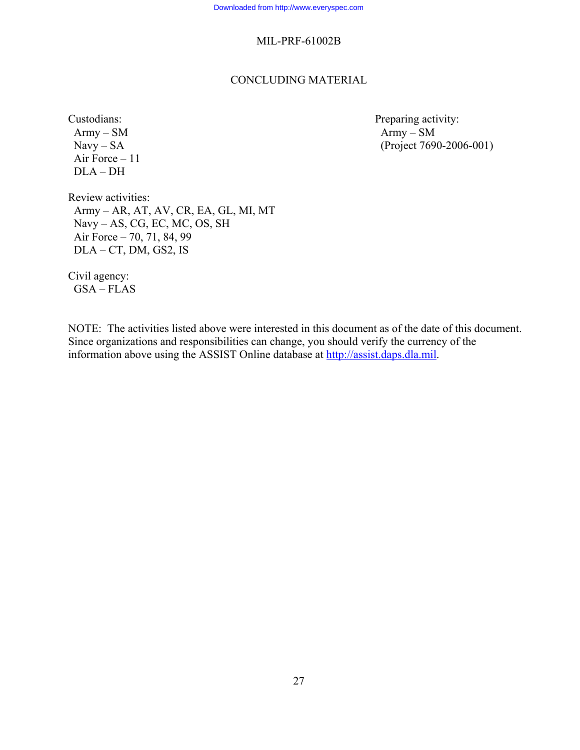## CONCLUDING MATERIAL

Custodians:
Army – SM
Navy – SA
Air Force – 11
DLA – DH

Preparing activity:
Army – SM
(Project 7690-2006-001)

Review activities:
Army – AR, AT, AV, CR, EA, GL, MI, MT
Navy – AS, CG, EC, MC, OS, SH
Air Force – 70, 71, 84, 99
DLA – CT, DM, GS2, IS

Civil agency:
GSA – FLAS

NOTE: The activities listed above were interested in this document as of the date of this document. Since organizations and responsibilities can change, you should verify the currency of the information above using the ASSIST Online database at http://assist.daps.dla.mil.